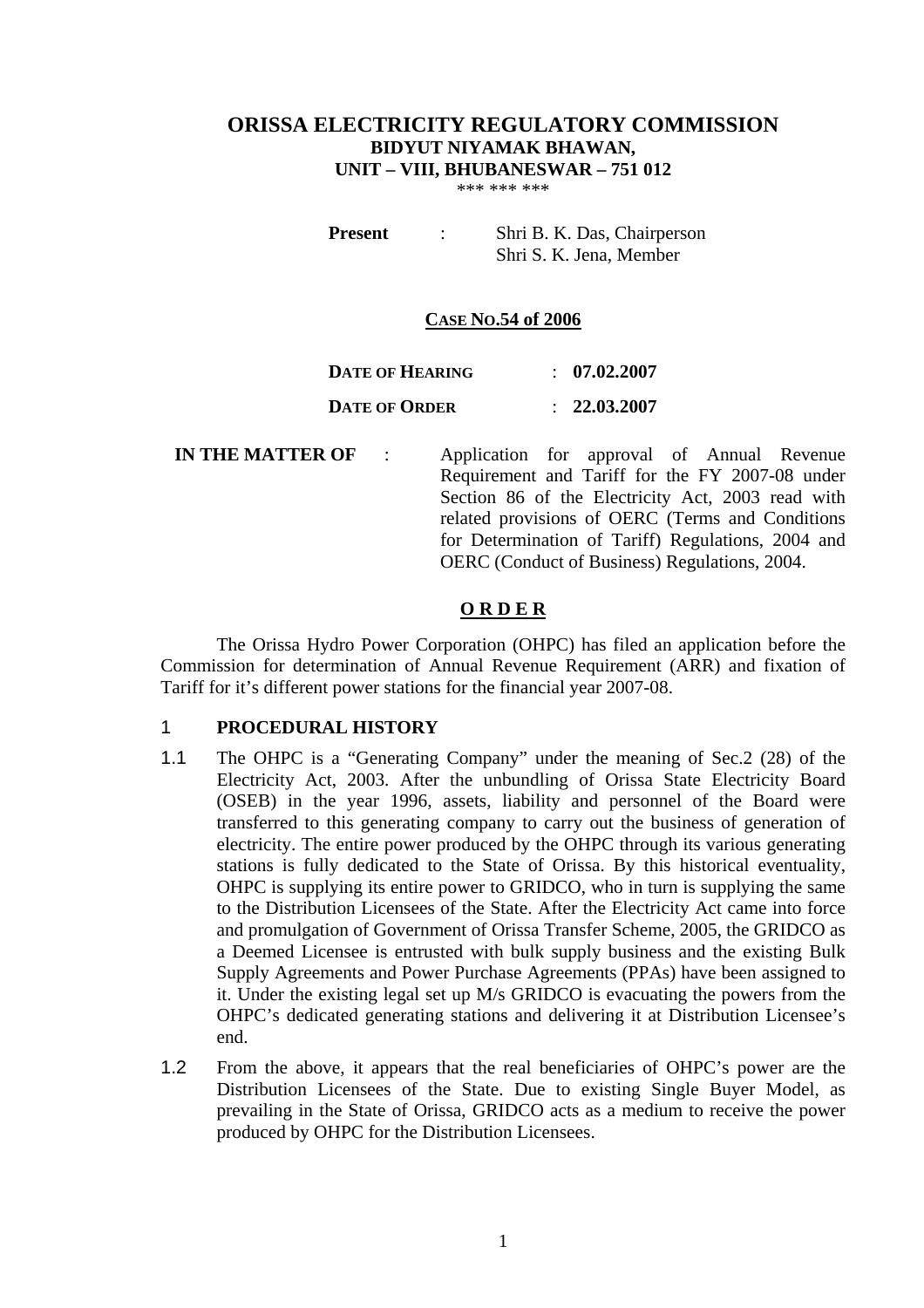# ORISSA ELECTRICITY REGULATORY COMMISSION

**BIDYUT NIYAMAK BHAWAN,**

**UNIT – VIII, BHUBANESWAR – 751 012**

\*\*\* \*\*\* \*\*\*

**Present** : Shri B. K. Das, Chairperson
Shri S. K. Jena, Member

**CASE NO.54 of 2006**

**DATE OF HEARING** : **07.02.2007**

**DATE OF ORDER** : **22.03.2007**

**IN THE MATTER OF** : Application for approval of Annual Revenue Requirement and Tariff for the FY 2007-08 under Section 86 of the Electricity Act, 2003 read with related provisions of OERC (Terms and Conditions for Determination of Tariff) Regulations, 2004 and OERC (Conduct of Business) Regulations, 2004.

## O R D E R

The Orissa Hydro Power Corporation (OHPC) has filed an application before the Commission for determination of Annual Revenue Requirement (ARR) and fixation of Tariff for it's different power stations for the financial year 2007-08.

## 1 PROCEDURAL HISTORY

1.1 The OHPC is a "Generating Company" under the meaning of Sec.2 (28) of the Electricity Act, 2003. After the unbundling of Orissa State Electricity Board (OSEB) in the year 1996, assets, liability and personnel of the Board were transferred to this generating company to carry out the business of generation of electricity. The entire power produced by the OHPC through its various generating stations is fully dedicated to the State of Orissa. By this historical eventuality, OHPC is supplying its entire power to GRIDCO, who in turn is supplying the same to the Distribution Licensees of the State. After the Electricity Act came into force and promulgation of Government of Orissa Transfer Scheme, 2005, the GRIDCO as a Deemed Licensee is entrusted with bulk supply business and the existing Bulk Supply Agreements and Power Purchase Agreements (PPAs) have been assigned to it. Under the existing legal set up M/s GRIDCO is evacuating the powers from the OHPC's dedicated generating stations and delivering it at Distribution Licensee's end.

1.2 From the above, it appears that the real beneficiaries of OHPC's power are the Distribution Licensees of the State. Due to existing Single Buyer Model, as prevailing in the State of Orissa, GRIDCO acts as a medium to receive the power produced by OHPC for the Distribution Licensees.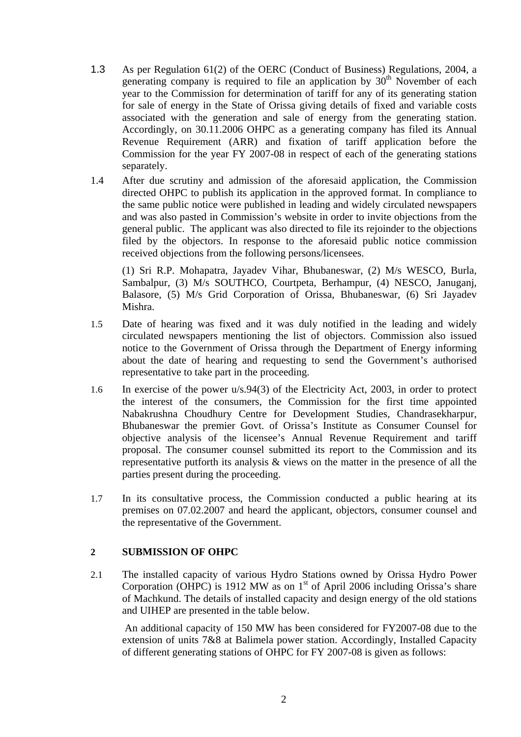1.3 As per Regulation 61(2) of the OERC (Conduct of Business) Regulations, 2004, a generating company is required to file an application by 30th November of each year to the Commission for determination of tariff for any of its generating station for sale of energy in the State of Orissa giving details of fixed and variable costs associated with the generation and sale of energy from the generating station. Accordingly, on 30.11.2006 OHPC as a generating company has filed its Annual Revenue Requirement (ARR) and fixation of tariff application before the Commission for the year FY 2007-08 in respect of each of the generating stations separately.

1.4 After due scrutiny and admission of the aforesaid application, the Commission directed OHPC to publish its application in the approved format. In compliance to the same public notice were published in leading and widely circulated newspapers and was also pasted in Commission's website in order to invite objections from the general public. The applicant was also directed to file its rejoinder to the objections filed by the objectors. In response to the aforesaid public notice commission received objections from the following persons/licensees.

(1) Sri R.P. Mohapatra, Jayadev Vihar, Bhubaneswar, (2) M/s WESCO, Burla, Sambalpur, (3) M/s SOUTHCO, Courtpeta, Berhampur, (4) NESCO, Januganj, Balasore, (5) M/s Grid Corporation of Orissa, Bhubaneswar, (6) Sri Jayadev Mishra.

1.5 Date of hearing was fixed and it was duly notified in the leading and widely circulated newspapers mentioning the list of objectors. Commission also issued notice to the Government of Orissa through the Department of Energy informing about the date of hearing and requesting to send the Government's authorised representative to take part in the proceeding.

1.6 In exercise of the power u/s.94(3) of the Electricity Act, 2003, in order to protect the interest of the consumers, the Commission for the first time appointed Nabakrushna Choudhury Centre for Development Studies, Chandrasekharpur, Bhubaneswar the premier Govt. of Orissa's Institute as Consumer Counsel for objective analysis of the licensee's Annual Revenue Requirement and tariff proposal. The consumer counsel submitted its report to the Commission and its representative putforth its analysis & views on the matter in the presence of all the parties present during the proceeding.

1.7 In its consultative process, the Commission conducted a public hearing at its premises on 07.02.2007 and heard the applicant, objectors, consumer counsel and the representative of the Government.

## 2 SUBMISSION OF OHPC

2.1 The installed capacity of various Hydro Stations owned by Orissa Hydro Power Corporation (OHPC) is 1912 MW as on 1st of April 2006 including Orissa's share of Machkund. The details of installed capacity and design energy of the old stations and UIHEP are presented in the table below.

An additional capacity of 150 MW has been considered for FY2007-08 due to the extension of units 7&8 at Balimela power station. Accordingly, Installed Capacity of different generating stations of OHPC for FY 2007-08 is given as follows: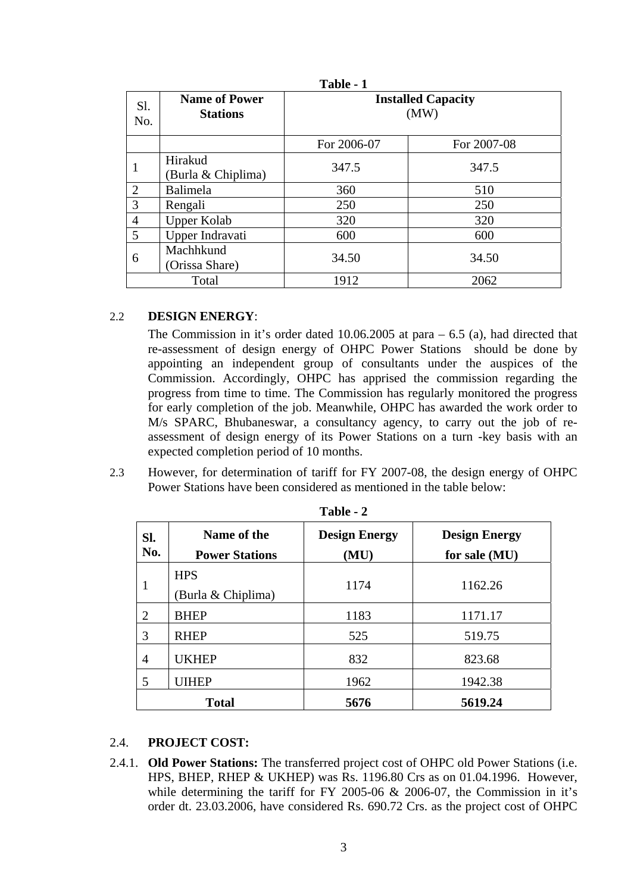**Table - 1**

| Sl. No. | Name of Power Stations | Installed Capacity (MW) | |
|---|---|---|---|
| | | For 2006-07 | For 2007-08 |
| 1 | Hirakud (Burla & Chiplima) | 347.5 | 347.5 |
| 2 | Balimela | 360 | 510 |
| 3 | Rengali | 250 | 250 |
| 4 | Upper Kolab | 320 | 320 |
| 5 | Upper Indravati | 600 | 600 |
| 6 | Machhkund (Orissa Share) | 34.50 | 34.50 |
| | Total | 1912 | 2062 |

2.2 **DESIGN ENERGY**:

The Commission in it's order dated 10.06.2005 at para – 6.5 (a), had directed that re-assessment of design energy of OHPC Power Stations should be done by appointing an independent group of consultants under the auspices of the Commission. Accordingly, OHPC has apprised the commission regarding the progress from time to time. The Commission has regularly monitored the progress for early completion of the job. Meanwhile, OHPC has awarded the work order to M/s SPARC, Bhubaneswar, a consultancy agency, to carry out the job of re-assessment of design energy of its Power Stations on a turn -key basis with an expected completion period of 10 months.

2.3 However, for determination of tariff for FY 2007-08, the design energy of OHPC Power Stations have been considered as mentioned in the table below:

**Table - 2**

| Sl. No. | Name of the Power Stations | Design Energy (MU) | Design Energy for sale (MU) |
|---|---|---|---|
| 1 | HPS (Burla & Chiplima) | 1174 | 1162.26 |
| 2 | BHEP | 1183 | 1171.17 |
| 3 | RHEP | 525 | 519.75 |
| 4 | UKHEP | 832 | 823.68 |
| 5 | UIHEP | 1962 | 1942.38 |
| | **Total** | **5676** | **5619.24** |

2.4. **PROJECT COST:**

2.4.1. **Old Power Stations:** The transferred project cost of OHPC old Power Stations (i.e. HPS, BHEP, RHEP & UKHEP) was Rs. 1196.80 Crs as on 01.04.1996. However, while determining the tariff for FY 2005-06 & 2006-07, the Commission in it's order dt. 23.03.2006, have considered Rs. 690.72 Crs. as the project cost of OHPC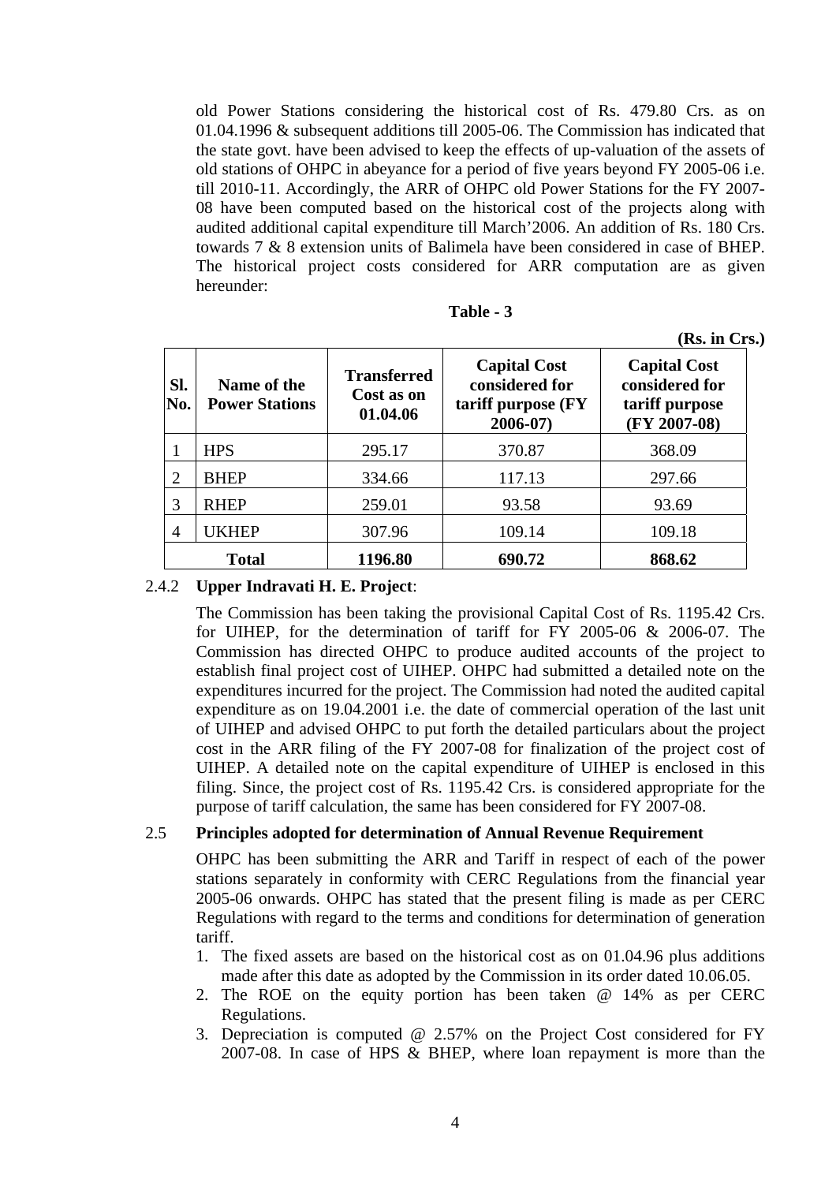old Power Stations considering the historical cost of Rs. 479.80 Crs. as on 01.04.1996 & subsequent additions till 2005-06. The Commission has indicated that the state govt. have been advised to keep the effects of up-valuation of the assets of old stations of OHPC in abeyance for a period of five years beyond FY 2005-06 i.e. till 2010-11. Accordingly, the ARR of OHPC old Power Stations for the FY 2007-08 have been computed based on the historical cost of the projects along with audited additional capital expenditure till March'2006. An addition of Rs. 180 Crs. towards 7 & 8 extension units of Balimela have been considered in case of BHEP. The historical project costs considered for ARR computation are as given hereunder:

**Table - 3**

**(Rs. in Crs.)**

| Sl. No. | Name of the Power Stations | Transferred Cost as on 01.04.06 | Capital Cost considered for tariff purpose (FY 2006-07) | Capital Cost considered for tariff purpose (FY 2007-08) |
|---|---|---|---|---|
| 1 | HPS | 295.17 | 370.87 | 368.09 |
| 2 | BHEP | 334.66 | 117.13 | 297.66 |
| 3 | RHEP | 259.01 | 93.58 | 93.69 |
| 4 | UKHEP | 307.96 | 109.14 | 109.18 |
| **Total** | | **1196.80** | **690.72** | **868.62** |

2.4.2 **Upper Indravati H. E. Project**:

The Commission has been taking the provisional Capital Cost of Rs. 1195.42 Crs. for UIHEP, for the determination of tariff for FY 2005-06 & 2006-07. The Commission has directed OHPC to produce audited accounts of the project to establish final project cost of UIHEP. OHPC had submitted a detailed note on the expenditures incurred for the project. The Commission had noted the audited capital expenditure as on 19.04.2001 i.e. the date of commercial operation of the last unit of UIHEP and advised OHPC to put forth the detailed particulars about the project cost in the ARR filing of the FY 2007-08 for finalization of the project cost of UIHEP. A detailed note on the capital expenditure of UIHEP is enclosed in this filing. Since, the project cost of Rs. 1195.42 Crs. is considered appropriate for the purpose of tariff calculation, the same has been considered for FY 2007-08.

2.5 **Principles adopted for determination of Annual Revenue Requirement**

OHPC has been submitting the ARR and Tariff in respect of each of the power stations separately in conformity with CERC Regulations from the financial year 2005-06 onwards. OHPC has stated that the present filing is made as per CERC Regulations with regard to the terms and conditions for determination of generation tariff.

1. The fixed assets are based on the historical cost as on 01.04.96 plus additions made after this date as adopted by the Commission in its order dated 10.06.05.
2. The ROE on the equity portion has been taken @ 14% as per CERC Regulations.
3. Depreciation is computed @ 2.57% on the Project Cost considered for FY 2007-08. In case of HPS & BHEP, where loan repayment is more than the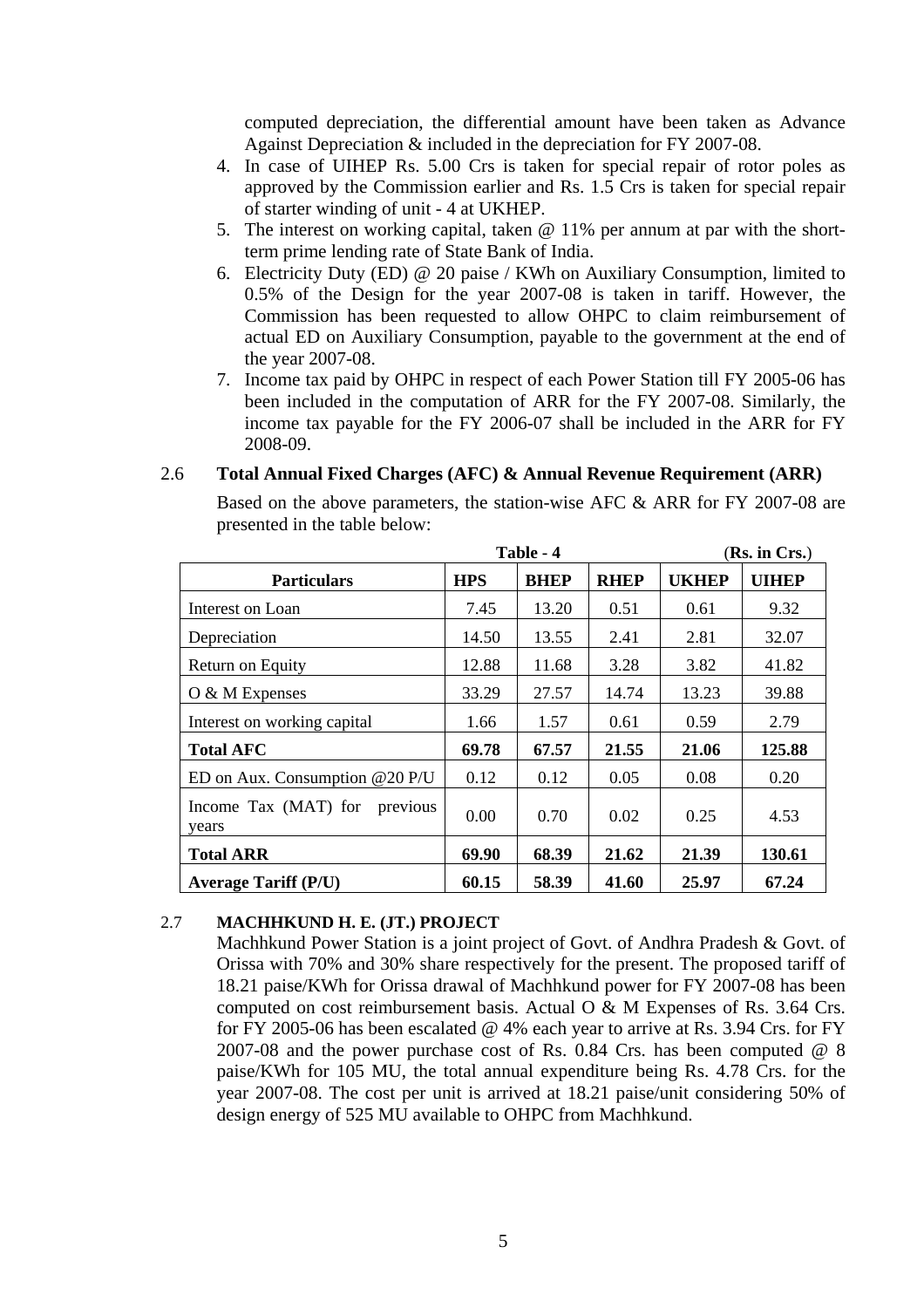computed depreciation, the differential amount have been taken as Advance Against Depreciation & included in the depreciation for FY 2007-08.

4. In case of UIHEP Rs. 5.00 Crs is taken for special repair of rotor poles as approved by the Commission earlier and Rs. 1.5 Crs is taken for special repair of starter winding of unit - 4 at UKHEP.
5. The interest on working capital, taken @ 11% per annum at par with the short-term prime lending rate of State Bank of India.
6. Electricity Duty (ED) @ 20 paise / KWh on Auxiliary Consumption, limited to 0.5% of the Design for the year 2007-08 is taken in tariff. However, the Commission has been requested to allow OHPC to claim reimbursement of actual ED on Auxiliary Consumption, payable to the government at the end of the year 2007-08.
7. Income tax paid by OHPC in respect of each Power Station till FY 2005-06 has been included in the computation of ARR for the FY 2007-08. Similarly, the income tax payable for the FY 2006-07 shall be included in the ARR for FY 2008-09.

## 2.6 Total Annual Fixed Charges (AFC) & Annual Revenue Requirement (ARR)

Based on the above parameters, the station-wise AFC & ARR for FY 2007-08 are presented in the table below:

**Table - 4** (**Rs. in Crs.**)

| Particulars | HPS | BHEP | RHEP | UKHEP | UIHEP |
|---|---|---|---|---|---|
| Interest on Loan | 7.45 | 13.20 | 0.51 | 0.61 | 9.32 |
| Depreciation | 14.50 | 13.55 | 2.41 | 2.81 | 32.07 |
| Return on Equity | 12.88 | 11.68 | 3.28 | 3.82 | 41.82 |
| O & M Expenses | 33.29 | 27.57 | 14.74 | 13.23 | 39.88 |
| Interest on working capital | 1.66 | 1.57 | 0.61 | 0.59 | 2.79 |
| **Total AFC** | **69.78** | **67.57** | **21.55** | **21.06** | **125.88** |
| ED on Aux. Consumption @20 P/U | 0.12 | 0.12 | 0.05 | 0.08 | 0.20 |
| Income Tax (MAT) for previous years | 0.00 | 0.70 | 0.02 | 0.25 | 4.53 |
| **Total ARR** | **69.90** | **68.39** | **21.62** | **21.39** | **130.61** |
| **Average Tariff (P/U)** | **60.15** | **58.39** | **41.60** | **25.97** | **67.24** |

## 2.7 MACHHKUND H. E. (JT.) PROJECT

Machhkund Power Station is a joint project of Govt. of Andhra Pradesh & Govt. of Orissa with 70% and 30% share respectively for the present. The proposed tariff of 18.21 paise/KWh for Orissa drawal of Machhkund power for FY 2007-08 has been computed on cost reimbursement basis. Actual O & M Expenses of Rs. 3.64 Crs. for FY 2005-06 has been escalated @ 4% each year to arrive at Rs. 3.94 Crs. for FY 2007-08 and the power purchase cost of Rs. 0.84 Crs. has been computed @ 8 paise/KWh for 105 MU, the total annual expenditure being Rs. 4.78 Crs. for the year 2007-08. The cost per unit is arrived at 18.21 paise/unit considering 50% of design energy of 525 MU available to OHPC from Machhkund.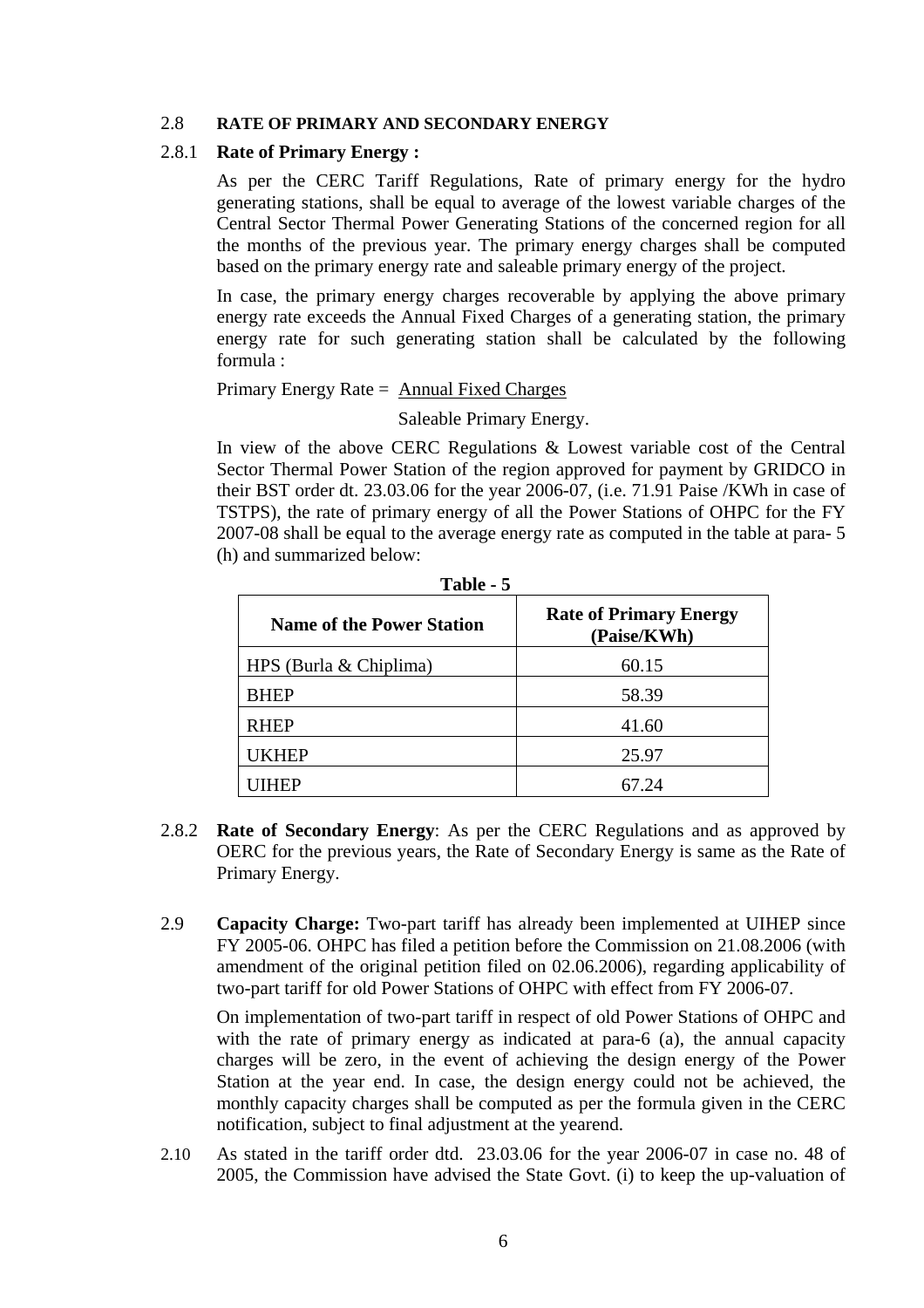2.8 **RATE OF PRIMARY AND SECONDARY ENERGY**

2.8.1 **Rate of Primary Energy :**

As per the CERC Tariff Regulations, Rate of primary energy for the hydro generating stations, shall be equal to average of the lowest variable charges of the Central Sector Thermal Power Generating Stations of the concerned region for all the months of the previous year. The primary energy charges shall be computed based on the primary energy rate and saleable primary energy of the project.

In case, the primary energy charges recoverable by applying the above primary energy rate exceeds the Annual Fixed Charges of a generating station, the primary energy rate for such generating station shall be calculated by the following formula :

$$\text{Primary Energy Rate} = \frac{\text{Annual Fixed Charges}}{\text{Saleable Primary Energy.}}$$

In view of the above CERC Regulations & Lowest variable cost of the Central Sector Thermal Power Station of the region approved for payment by GRIDCO in their BST order dt. 23.03.06 for the year 2006-07, (i.e. 71.91 Paise /KWh in case of TSTPS), the rate of primary energy of all the Power Stations of OHPC for the FY 2007-08 shall be equal to the average energy rate as computed in the table at para- 5 (h) and summarized below:

**Table - 5**

| Name of the Power Station | Rate of Primary Energy (Paise/KWh) |
|---|---|
| HPS (Burla & Chiplima) | 60.15 |
| BHEP | 58.39 |
| RHEP | 41.60 |
| UKHEP | 25.97 |
| UIHEP | 67.24 |

2.8.2 **Rate of Secondary Energy**: As per the CERC Regulations and as approved by OERC for the previous years, the Rate of Secondary Energy is same as the Rate of Primary Energy.

2.9 **Capacity Charge:** Two-part tariff has already been implemented at UIHEP since FY 2005-06. OHPC has filed a petition before the Commission on 21.08.2006 (with amendment of the original petition filed on 02.06.2006), regarding applicability of two-part tariff for old Power Stations of OHPC with effect from FY 2006-07.

On implementation of two-part tariff in respect of old Power Stations of OHPC and with the rate of primary energy as indicated at para-6 (a), the annual capacity charges will be zero, in the event of achieving the design energy of the Power Station at the year end. In case, the design energy could not be achieved, the monthly capacity charges shall be computed as per the formula given in the CERC notification, subject to final adjustment at the yearend.

2.10 As stated in the tariff order dtd. 23.03.06 for the year 2006-07 in case no. 48 of 2005, the Commission have advised the State Govt. (i) to keep the up-valuation of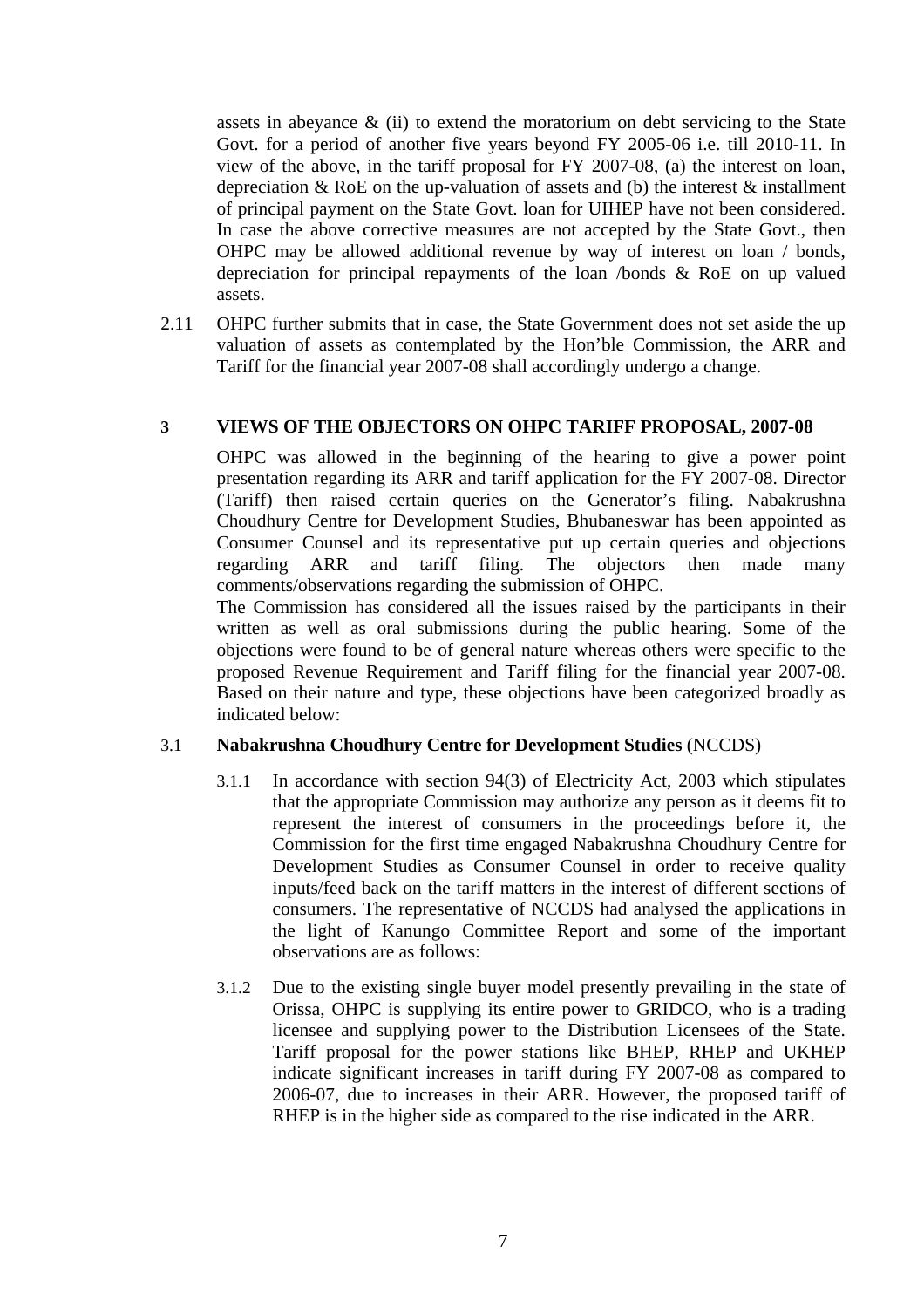assets in abeyance & (ii) to extend the moratorium on debt servicing to the State Govt. for a period of another five years beyond FY 2005-06 i.e. till 2010-11. In view of the above, in the tariff proposal for FY 2007-08, (a) the interest on loan, depreciation & RoE on the up-valuation of assets and (b) the interest & installment of principal payment on the State Govt. loan for UIHEP have not been considered. In case the above corrective measures are not accepted by the State Govt., then OHPC may be allowed additional revenue by way of interest on loan / bonds, depreciation for principal repayments of the loan /bonds & RoE on up valued assets.

2.11 OHPC further submits that in case, the State Government does not set aside the up valuation of assets as contemplated by the Hon'ble Commission, the ARR and Tariff for the financial year 2007-08 shall accordingly undergo a change.

## 3 VIEWS OF THE OBJECTORS ON OHPC TARIFF PROPOSAL, 2007-08

OHPC was allowed in the beginning of the hearing to give a power point presentation regarding its ARR and tariff application for the FY 2007-08. Director (Tariff) then raised certain queries on the Generator's filing. Nabakrushna Choudhury Centre for Development Studies, Bhubaneswar has been appointed as Consumer Counsel and its representative put up certain queries and objections regarding ARR and tariff filing. The objectors then made many comments/observations regarding the submission of OHPC.

The Commission has considered all the issues raised by the participants in their written as well as oral submissions during the public hearing. Some of the objections were found to be of general nature whereas others were specific to the proposed Revenue Requirement and Tariff filing for the financial year 2007-08. Based on their nature and type, these objections have been categorized broadly as indicated below:

### 3.1 **Nabakrushna Choudhury Centre for Development Studies** (NCCDS)

3.1.1 In accordance with section 94(3) of Electricity Act, 2003 which stipulates that the appropriate Commission may authorize any person as it deems fit to represent the interest of consumers in the proceedings before it, the Commission for the first time engaged Nabakrushna Choudhury Centre for Development Studies as Consumer Counsel in order to receive quality inputs/feed back on the tariff matters in the interest of different sections of consumers. The representative of NCCDS had analysed the applications in the light of Kanungo Committee Report and some of the important observations are as follows:

3.1.2 Due to the existing single buyer model presently prevailing in the state of Orissa, OHPC is supplying its entire power to GRIDCO, who is a trading licensee and supplying power to the Distribution Licensees of the State. Tariff proposal for the power stations like BHEP, RHEP and UKHEP indicate significant increases in tariff during FY 2007-08 as compared to 2006-07, due to increases in their ARR. However, the proposed tariff of RHEP is in the higher side as compared to the rise indicated in the ARR.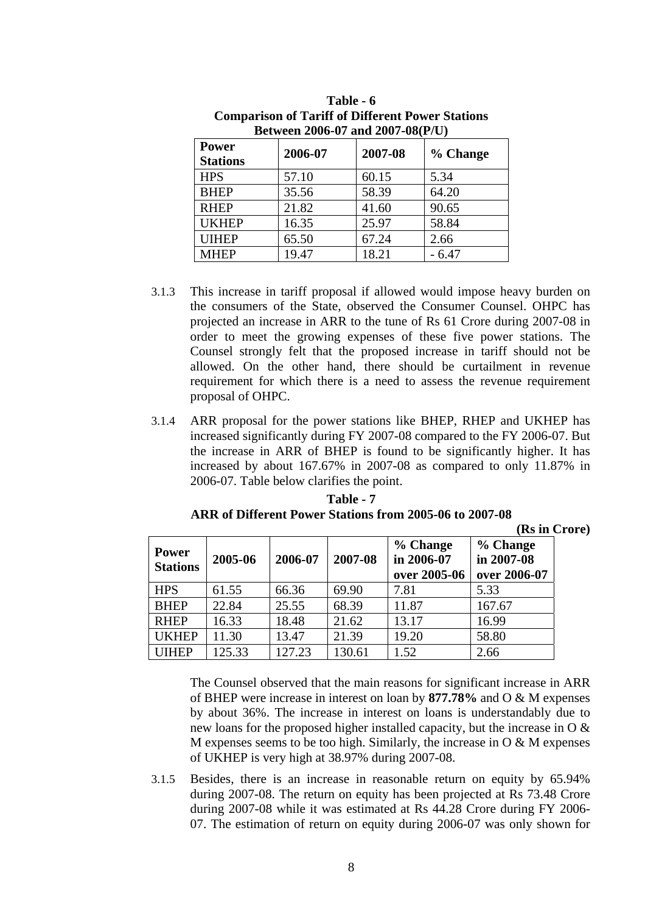**Table - 6**
**Comparison of Tariff of Different Power Stations**
**Between 2006-07 and 2007-08(P/U)**

| Power Stations | 2006-07 | 2007-08 | % Change |
|---|---|---|---|
| HPS | 57.10 | 60.15 | 5.34 |
| BHEP | 35.56 | 58.39 | 64.20 |
| RHEP | 21.82 | 41.60 | 90.65 |
| UKHEP | 16.35 | 25.97 | 58.84 |
| UIHEP | 65.50 | 67.24 | 2.66 |
| MHEP | 19.47 | 18.21 | - 6.47 |

3.1.3 This increase in tariff proposal if allowed would impose heavy burden on the consumers of the State, observed the Consumer Counsel. OHPC has projected an increase in ARR to the tune of Rs 61 Crore during 2007-08 in order to meet the growing expenses of these five power stations. The Counsel strongly felt that the proposed increase in tariff should not be allowed. On the other hand, there should be curtailment in revenue requirement for which there is a need to assess the revenue requirement proposal of OHPC.

3.1.4 ARR proposal for the power stations like BHEP, RHEP and UKHEP has increased significantly during FY 2007-08 compared to the FY 2006-07. But the increase in ARR of BHEP is found to be significantly higher. It has increased by about 167.67% in 2007-08 as compared to only 11.87% in 2006-07. Table below clarifies the point.

**Table - 7**
**ARR of Different Power Stations from 2005-06 to 2007-08**

**(Rs in Crore)**

| Power Stations | 2005-06 | 2006-07 | 2007-08 | % Change in 2006-07 over 2005-06 | % Change in 2007-08 over 2006-07 |
|---|---|---|---|---|---|
| HPS | 61.55 | 66.36 | 69.90 | 7.81 | 5.33 |
| BHEP | 22.84 | 25.55 | 68.39 | 11.87 | 167.67 |
| RHEP | 16.33 | 18.48 | 21.62 | 13.17 | 16.99 |
| UKHEP | 11.30 | 13.47 | 21.39 | 19.20 | 58.80 |
| UIHEP | 125.33 | 127.23 | 130.61 | 1.52 | 2.66 |

The Counsel observed that the main reasons for significant increase in ARR of BHEP were increase in interest on loan by **877.78%** and O & M expenses by about 36%. The increase in interest on loans is understandably due to new loans for the proposed higher installed capacity, but the increase in O & M expenses seems to be too high. Similarly, the increase in O & M expenses of UKHEP is very high at 38.97% during 2007-08.

3.1.5 Besides, there is an increase in reasonable return on equity by 65.94% during 2007-08. The return on equity has been projected at Rs 73.48 Crore during 2007-08 while it was estimated at Rs 44.28 Crore during FY 2006-07. The estimation of return on equity during 2006-07 was only shown for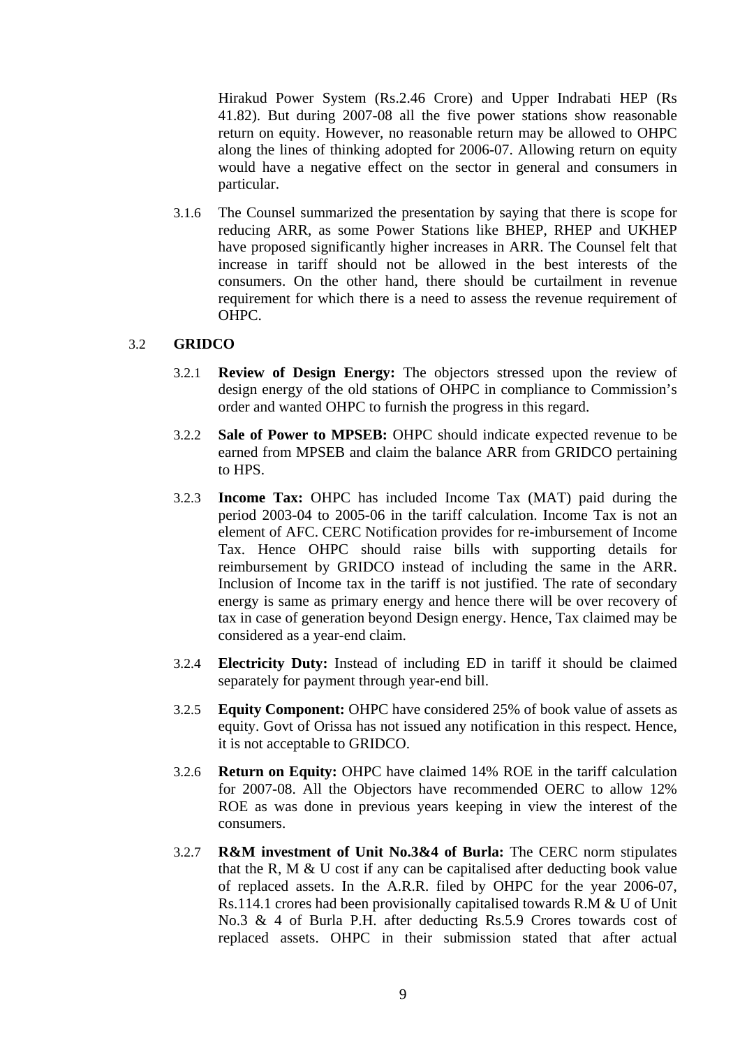Hirakud Power System (Rs.2.46 Crore) and Upper Indrabati HEP (Rs 41.82). But during 2007-08 all the five power stations show reasonable return on equity. However, no reasonable return may be allowed to OHPC along the lines of thinking adopted for 2006-07. Allowing return on equity would have a negative effect on the sector in general and consumers in particular.

3.1.6 The Counsel summarized the presentation by saying that there is scope for reducing ARR, as some Power Stations like BHEP, RHEP and UKHEP have proposed significantly higher increases in ARR. The Counsel felt that increase in tariff should not be allowed in the best interests of the consumers. On the other hand, there should be curtailment in revenue requirement for which there is a need to assess the revenue requirement of OHPC.

### 3.2 GRIDCO

3.2.1 **Review of Design Energy:** The objectors stressed upon the review of design energy of the old stations of OHPC in compliance to Commission's order and wanted OHPC to furnish the progress in this regard.

3.2.2 **Sale of Power to MPSEB:** OHPC should indicate expected revenue to be earned from MPSEB and claim the balance ARR from GRIDCO pertaining to HPS.

3.2.3 **Income Tax:** OHPC has included Income Tax (MAT) paid during the period 2003-04 to 2005-06 in the tariff calculation. Income Tax is not an element of AFC. CERC Notification provides for re-imbursement of Income Tax. Hence OHPC should raise bills with supporting details for reimbursement by GRIDCO instead of including the same in the ARR. Inclusion of Income tax in the tariff is not justified. The rate of secondary energy is same as primary energy and hence there will be over recovery of tax in case of generation beyond Design energy. Hence, Tax claimed may be considered as a year-end claim.

3.2.4 **Electricity Duty:** Instead of including ED in tariff it should be claimed separately for payment through year-end bill.

3.2.5 **Equity Component:** OHPC have considered 25% of book value of assets as equity. Govt of Orissa has not issued any notification in this respect. Hence, it is not acceptable to GRIDCO.

3.2.6 **Return on Equity:** OHPC have claimed 14% ROE in the tariff calculation for 2007-08. All the Objectors have recommended OERC to allow 12% ROE as was done in previous years keeping in view the interest of the consumers.

3.2.7 **R&M investment of Unit No.3&4 of Burla:** The CERC norm stipulates that the R, M & U cost if any can be capitalised after deducting book value of replaced assets. In the A.R.R. filed by OHPC for the year 2006-07, Rs.114.1 crores had been provisionally capitalised towards R.M & U of Unit No.3 & 4 of Burla P.H. after deducting Rs.5.9 Crores towards cost of replaced assets. OHPC in their submission stated that after actual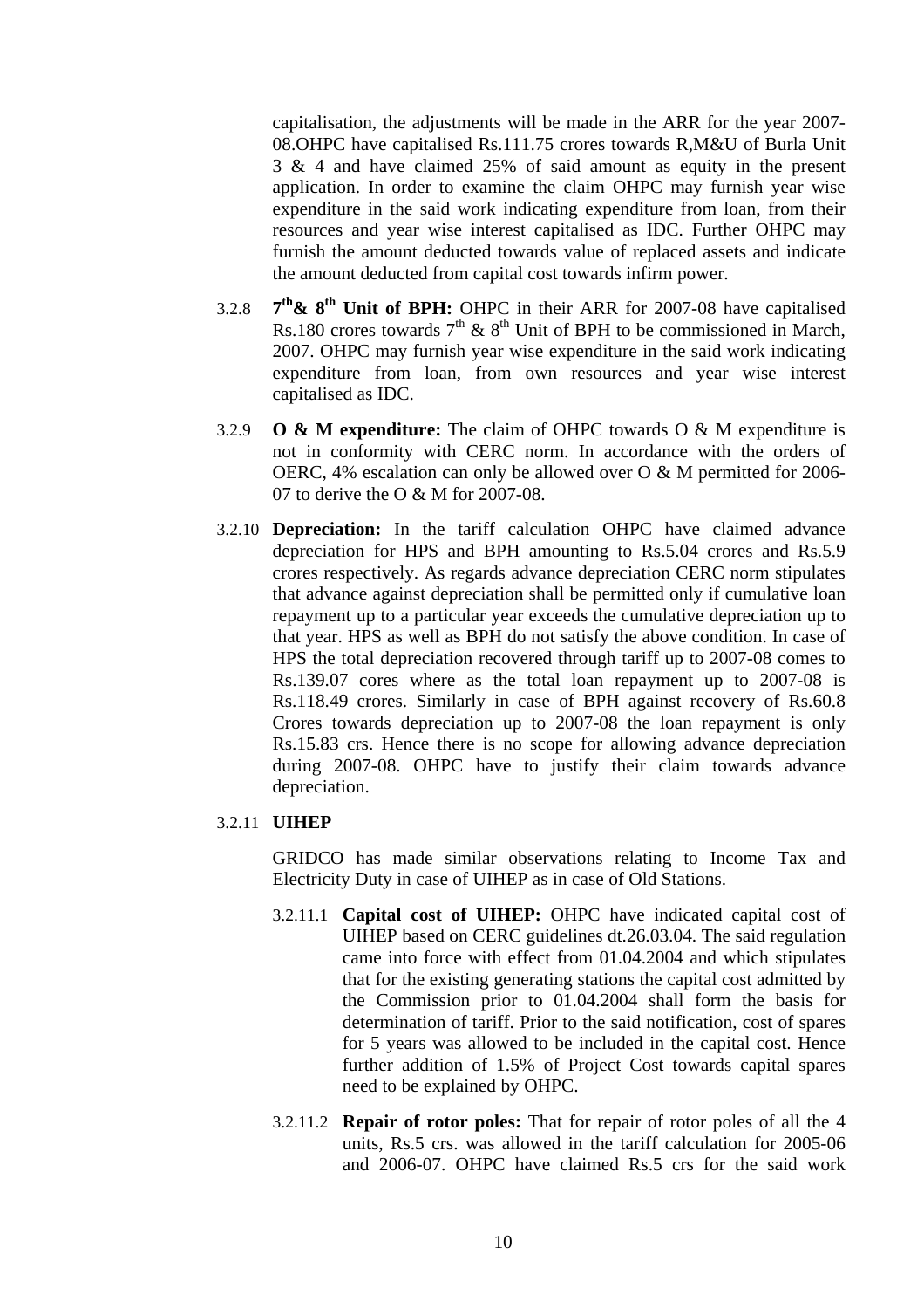capitalisation, the adjustments will be made in the ARR for the year 2007-08.OHPC have capitalised Rs.111.75 crores towards R,M&U of Burla Unit 3 & 4 and have claimed 25% of said amount as equity in the present application. In order to examine the claim OHPC may furnish year wise expenditure in the said work indicating expenditure from loan, from their resources and year wise interest capitalised as IDC. Further OHPC may furnish the amount deducted towards value of replaced assets and indicate the amount deducted from capital cost towards infirm power.

3.2.8 **7th & 8th Unit of BPH:** OHPC in their ARR for 2007-08 have capitalised Rs.180 crores towards 7th & 8th Unit of BPH to be commissioned in March, 2007. OHPC may furnish year wise expenditure in the said work indicating expenditure from loan, from own resources and year wise interest capitalised as IDC.

3.2.9 **O & M expenditure:** The claim of OHPC towards O & M expenditure is not in conformity with CERC norm. In accordance with the orders of OERC, 4% escalation can only be allowed over O & M permitted for 2006-07 to derive the O & M for 2007-08.

3.2.10 **Depreciation:** In the tariff calculation OHPC have claimed advance depreciation for HPS and BPH amounting to Rs.5.04 crores and Rs.5.9 crores respectively. As regards advance depreciation CERC norm stipulates that advance against depreciation shall be permitted only if cumulative loan repayment up to a particular year exceeds the cumulative depreciation up to that year. HPS as well as BPH do not satisfy the above condition. In case of HPS the total depreciation recovered through tariff up to 2007-08 comes to Rs.139.07 cores where as the total loan repayment up to 2007-08 is Rs.118.49 crores. Similarly in case of BPH against recovery of Rs.60.8 Crores towards depreciation up to 2007-08 the loan repayment is only Rs.15.83 crs. Hence there is no scope for allowing advance depreciation during 2007-08. OHPC have to justify their claim towards advance depreciation.

3.2.11 **UIHEP**

GRIDCO has made similar observations relating to Income Tax and Electricity Duty in case of UIHEP as in case of Old Stations.

3.2.11.1 **Capital cost of UIHEP:** OHPC have indicated capital cost of UIHEP based on CERC guidelines dt.26.03.04. The said regulation came into force with effect from 01.04.2004 and which stipulates that for the existing generating stations the capital cost admitted by the Commission prior to 01.04.2004 shall form the basis for determination of tariff. Prior to the said notification, cost of spares for 5 years was allowed to be included in the capital cost. Hence further addition of 1.5% of Project Cost towards capital spares need to be explained by OHPC.

3.2.11.2 **Repair of rotor poles:** That for repair of rotor poles of all the 4 units, Rs.5 crs. was allowed in the tariff calculation for 2005-06 and 2006-07. OHPC have claimed Rs.5 crs for the said work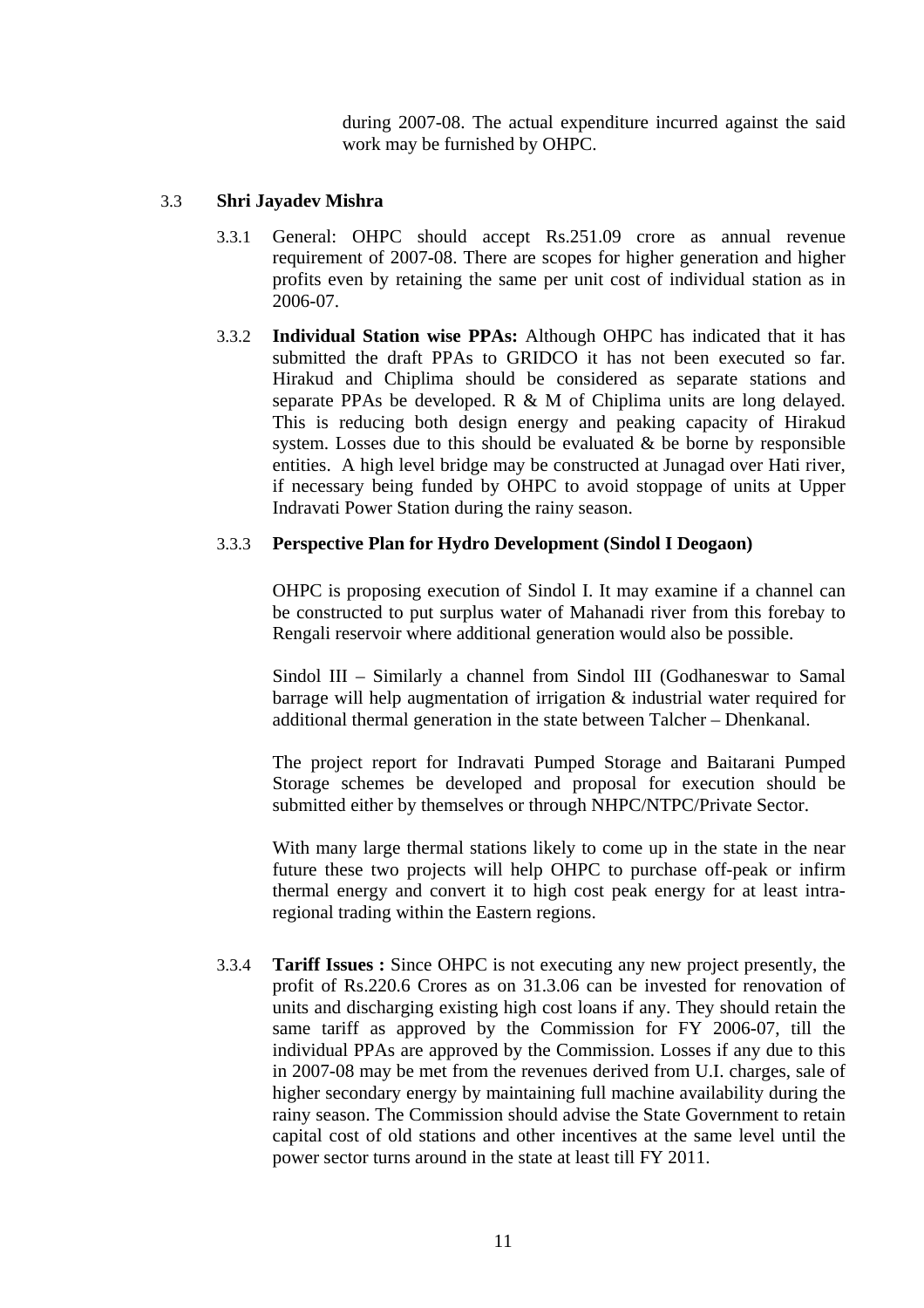during 2007-08. The actual expenditure incurred against the said work may be furnished by OHPC.

### 3.3 Shri Jayadev Mishra

3.3.1 General: OHPC should accept Rs.251.09 crore as annual revenue requirement of 2007-08. There are scopes for higher generation and higher profits even by retaining the same per unit cost of individual station as in 2006-07.

3.3.2 **Individual Station wise PPAs:** Although OHPC has indicated that it has submitted the draft PPAs to GRIDCO it has not been executed so far. Hirakud and Chiplima should be considered as separate stations and separate PPAs be developed. R & M of Chiplima units are long delayed. This is reducing both design energy and peaking capacity of Hirakud system. Losses due to this should be evaluated & be borne by responsible entities. A high level bridge may be constructed at Junagad over Hati river, if necessary being funded by OHPC to avoid stoppage of units at Upper Indravati Power Station during the rainy season.

3.3.3 **Perspective Plan for Hydro Development (Sindol I Deogaon)**

OHPC is proposing execution of Sindol I. It may examine if a channel can be constructed to put surplus water of Mahanadi river from this forebay to Rengali reservoir where additional generation would also be possible.

Sindol III – Similarly a channel from Sindol III (Godhaneswar to Samal barrage will help augmentation of irrigation & industrial water required for additional thermal generation in the state between Talcher – Dhenkanal.

The project report for Indravati Pumped Storage and Baitarani Pumped Storage schemes be developed and proposal for execution should be submitted either by themselves or through NHPC/NTPC/Private Sector.

With many large thermal stations likely to come up in the state in the near future these two projects will help OHPC to purchase off-peak or infirm thermal energy and convert it to high cost peak energy for at least intra-regional trading within the Eastern regions.

3.3.4 **Tariff Issues :** Since OHPC is not executing any new project presently, the profit of Rs.220.6 Crores as on 31.3.06 can be invested for renovation of units and discharging existing high cost loans if any. They should retain the same tariff as approved by the Commission for FY 2006-07, till the individual PPAs are approved by the Commission. Losses if any due to this in 2007-08 may be met from the revenues derived from U.I. charges, sale of higher secondary energy by maintaining full machine availability during the rainy season. The Commission should advise the State Government to retain capital cost of old stations and other incentives at the same level until the power sector turns around in the state at least till FY 2011.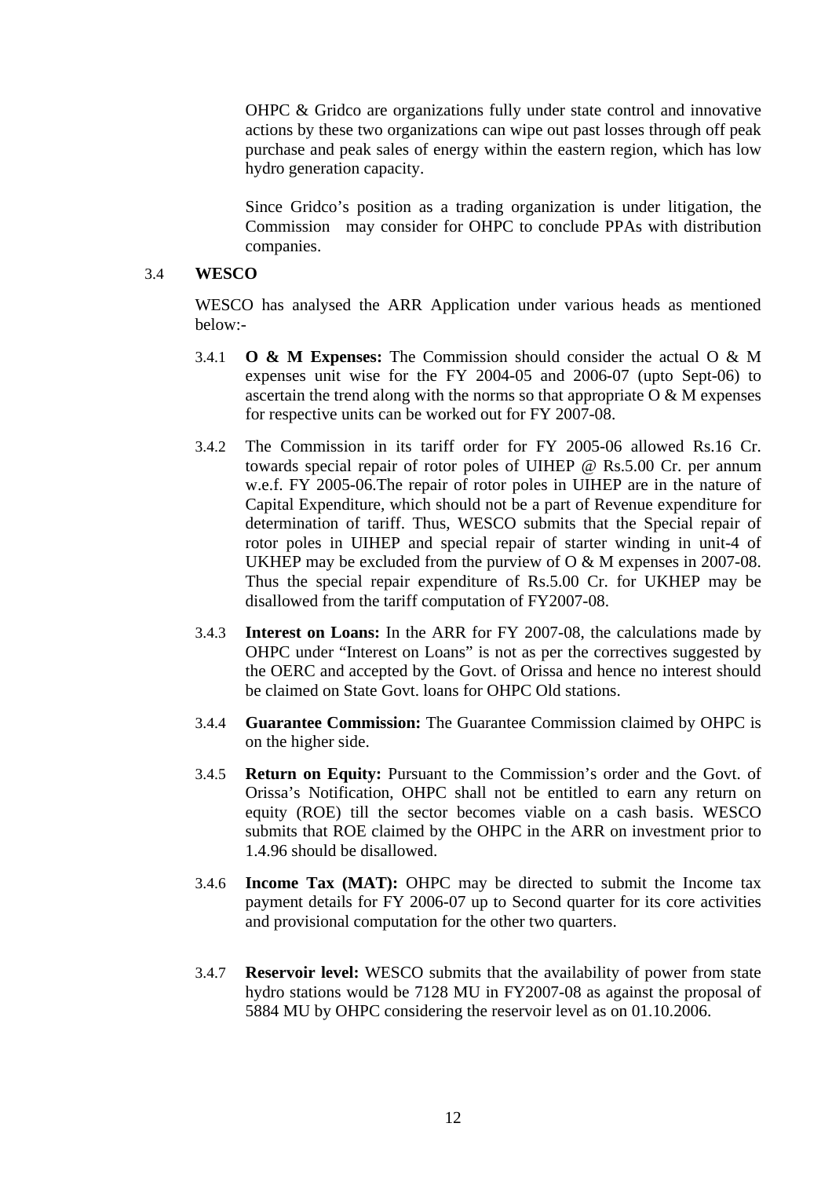OHPC & Gridco are organizations fully under state control and innovative actions by these two organizations can wipe out past losses through off peak purchase and peak sales of energy within the eastern region, which has low hydro generation capacity.

Since Gridco's position as a trading organization is under litigation, the Commission may consider for OHPC to conclude PPAs with distribution companies.

### 3.4 WESCO

WESCO has analysed the ARR Application under various heads as mentioned below:-

3.4.1 **O & M Expenses:** The Commission should consider the actual O & M expenses unit wise for the FY 2004-05 and 2006-07 (upto Sept-06) to ascertain the trend along with the norms so that appropriate O & M expenses for respective units can be worked out for FY 2007-08.

3.4.2 The Commission in its tariff order for FY 2005-06 allowed Rs.16 Cr. towards special repair of rotor poles of UIHEP @ Rs.5.00 Cr. per annum w.e.f. FY 2005-06.The repair of rotor poles in UIHEP are in the nature of Capital Expenditure, which should not be a part of Revenue expenditure for determination of tariff. Thus, WESCO submits that the Special repair of rotor poles in UIHEP and special repair of starter winding in unit-4 of UKHEP may be excluded from the purview of O & M expenses in 2007-08. Thus the special repair expenditure of Rs.5.00 Cr. for UKHEP may be disallowed from the tariff computation of FY2007-08.

3.4.3 **Interest on Loans:** In the ARR for FY 2007-08, the calculations made by OHPC under "Interest on Loans" is not as per the correctives suggested by the OERC and accepted by the Govt. of Orissa and hence no interest should be claimed on State Govt. loans for OHPC Old stations.

3.4.4 **Guarantee Commission:** The Guarantee Commission claimed by OHPC is on the higher side.

3.4.5 **Return on Equity:** Pursuant to the Commission's order and the Govt. of Orissa's Notification, OHPC shall not be entitled to earn any return on equity (ROE) till the sector becomes viable on a cash basis. WESCO submits that ROE claimed by the OHPC in the ARR on investment prior to 1.4.96 should be disallowed.

3.4.6 **Income Tax (MAT):** OHPC may be directed to submit the Income tax payment details for FY 2006-07 up to Second quarter for its core activities and provisional computation for the other two quarters.

3.4.7 **Reservoir level:** WESCO submits that the availability of power from state hydro stations would be 7128 MU in FY2007-08 as against the proposal of 5884 MU by OHPC considering the reservoir level as on 01.10.2006.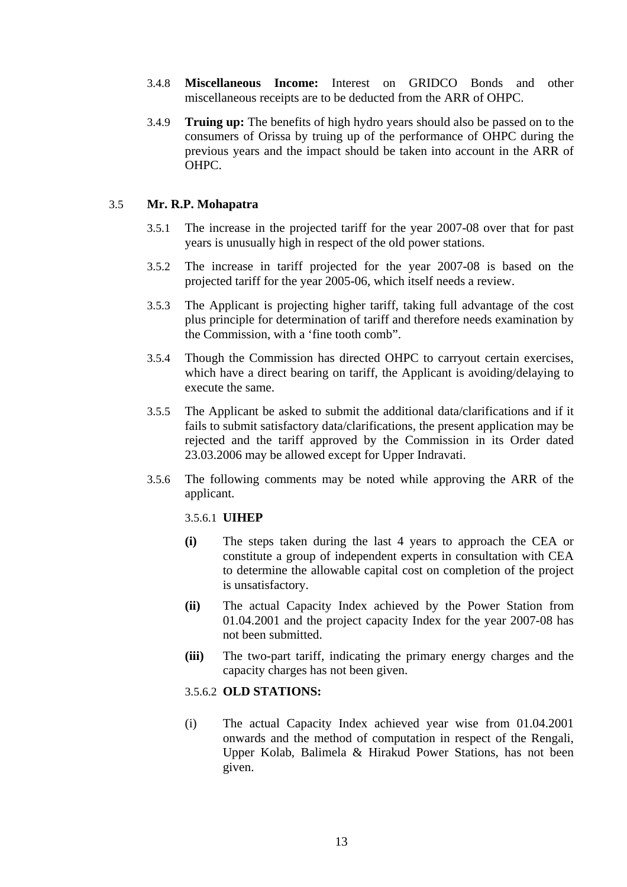3.4.8 **Miscellaneous Income:** Interest on GRIDCO Bonds and other miscellaneous receipts are to be deducted from the ARR of OHPC.

3.4.9 **Truing up:** The benefits of high hydro years should also be passed on to the consumers of Orissa by truing up of the performance of OHPC during the previous years and the impact should be taken into account in the ARR of OHPC.

3.5 **Mr. R.P. Mohapatra**

3.5.1 The increase in the projected tariff for the year 2007-08 over that for past years is unusually high in respect of the old power stations.

3.5.2 The increase in tariff projected for the year 2007-08 is based on the projected tariff for the year 2005-06, which itself needs a review.

3.5.3 The Applicant is projecting higher tariff, taking full advantage of the cost plus principle for determination of tariff and therefore needs examination by the Commission, with a 'fine tooth comb".

3.5.4 Though the Commission has directed OHPC to carryout certain exercises, which have a direct bearing on tariff, the Applicant is avoiding/delaying to execute the same.

3.5.5 The Applicant be asked to submit the additional data/clarifications and if it fails to submit satisfactory data/clarifications, the present application may be rejected and the tariff approved by the Commission in its Order dated 23.03.2006 may be allowed except for Upper Indravati.

3.5.6 The following comments may be noted while approving the ARR of the applicant.

3.5.6.1 **UIHEP**

**(i)** The steps taken during the last 4 years to approach the CEA or constitute a group of independent experts in consultation with CEA to determine the allowable capital cost on completion of the project is unsatisfactory.

**(ii)** The actual Capacity Index achieved by the Power Station from 01.04.2001 and the project capacity Index for the year 2007-08 has not been submitted.

**(iii)** The two-part tariff, indicating the primary energy charges and the capacity charges has not been given.

3.5.6.2 **OLD STATIONS:**

(i) The actual Capacity Index achieved year wise from 01.04.2001 onwards and the method of computation in respect of the Rengali, Upper Kolab, Balimela & Hirakud Power Stations, has not been given.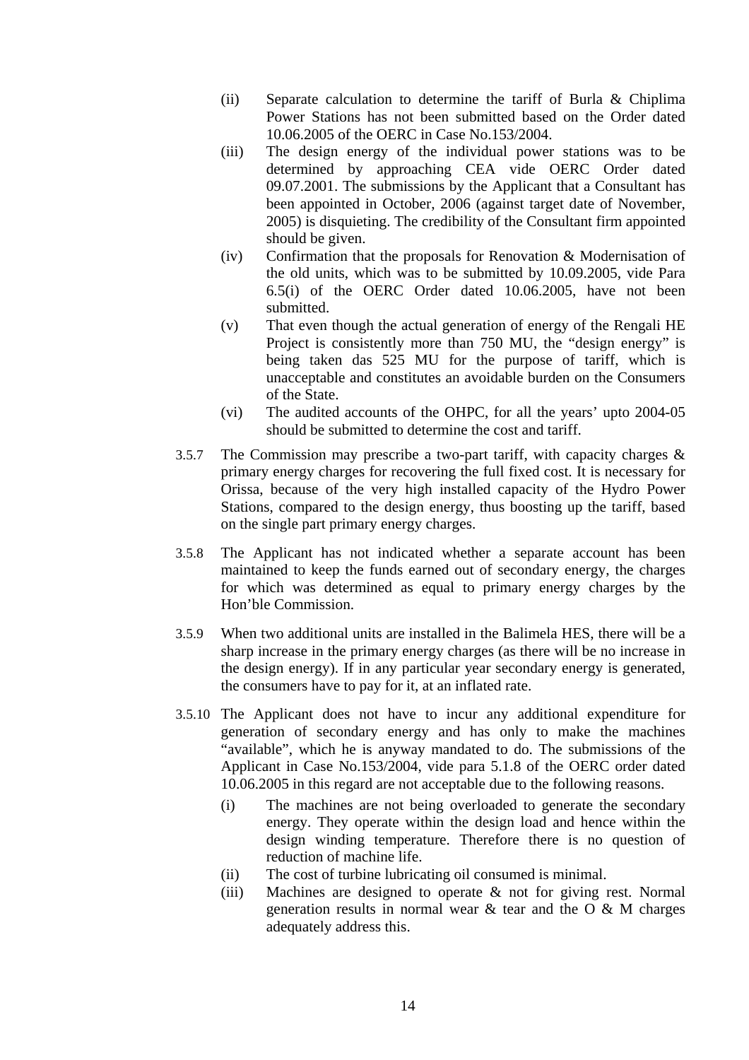(ii) Separate calculation to determine the tariff of Burla & Chiplima Power Stations has not been submitted based on the Order dated 10.06.2005 of the OERC in Case No.153/2004.

(iii) The design energy of the individual power stations was to be determined by approaching CEA vide OERC Order dated 09.07.2001. The submissions by the Applicant that a Consultant has been appointed in October, 2006 (against target date of November, 2005) is disquieting. The credibility of the Consultant firm appointed should be given.

(iv) Confirmation that the proposals for Renovation & Modernisation of the old units, which was to be submitted by 10.09.2005, vide Para 6.5(i) of the OERC Order dated 10.06.2005, have not been submitted.

(v) That even though the actual generation of energy of the Rengali HE Project is consistently more than 750 MU, the "design energy" is being taken das 525 MU for the purpose of tariff, which is unacceptable and constitutes an avoidable burden on the Consumers of the State.

(vi) The audited accounts of the OHPC, for all the years' upto 2004-05 should be submitted to determine the cost and tariff.

3.5.7 The Commission may prescribe a two-part tariff, with capacity charges & primary energy charges for recovering the full fixed cost. It is necessary for Orissa, because of the very high installed capacity of the Hydro Power Stations, compared to the design energy, thus boosting up the tariff, based on the single part primary energy charges.

3.5.8 The Applicant has not indicated whether a separate account has been maintained to keep the funds earned out of secondary energy, the charges for which was determined as equal to primary energy charges by the Hon'ble Commission.

3.5.9 When two additional units are installed in the Balimela HES, there will be a sharp increase in the primary energy charges (as there will be no increase in the design energy). If in any particular year secondary energy is generated, the consumers have to pay for it, at an inflated rate.

3.5.10 The Applicant does not have to incur any additional expenditure for generation of secondary energy and has only to make the machines "available", which he is anyway mandated to do. The submissions of the Applicant in Case No.153/2004, vide para 5.1.8 of the OERC order dated 10.06.2005 in this regard are not acceptable due to the following reasons.

(i) The machines are not being overloaded to generate the secondary energy. They operate within the design load and hence within the design winding temperature. Therefore there is no question of reduction of machine life.

(ii) The cost of turbine lubricating oil consumed is minimal.

(iii) Machines are designed to operate & not for giving rest. Normal generation results in normal wear & tear and the O & M charges adequately address this.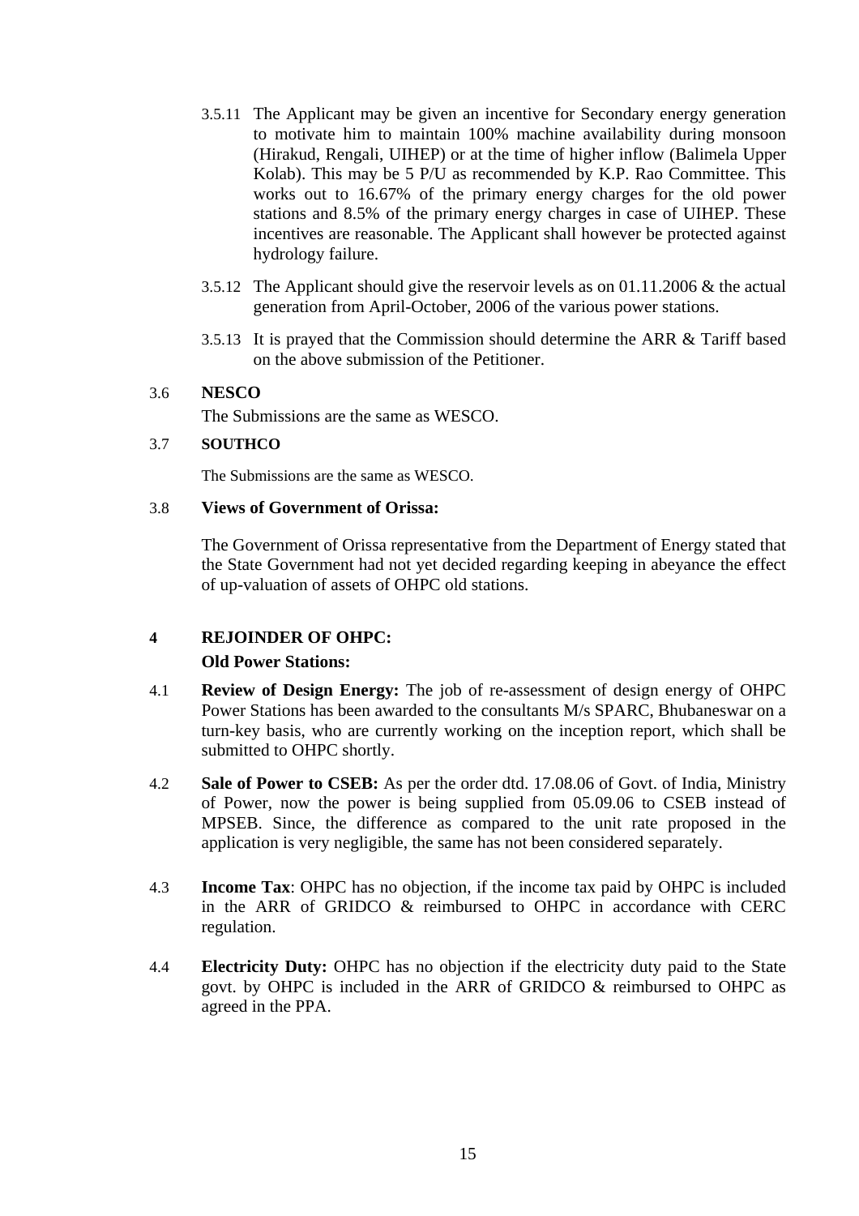3.5.11 The Applicant may be given an incentive for Secondary energy generation to motivate him to maintain 100% machine availability during monsoon (Hirakud, Rengali, UIHEP) or at the time of higher inflow (Balimela Upper Kolab). This may be 5 P/U as recommended by K.P. Rao Committee. This works out to 16.67% of the primary energy charges for the old power stations and 8.5% of the primary energy charges in case of UIHEP. These incentives are reasonable. The Applicant shall however be protected against hydrology failure.

3.5.12 The Applicant should give the reservoir levels as on 01.11.2006 & the actual generation from April-October, 2006 of the various power stations.

3.5.13 It is prayed that the Commission should determine the ARR & Tariff based on the above submission of the Petitioner.

3.6 **NESCO**

The Submissions are the same as WESCO.

3.7 **SOUTHCO**

The Submissions are the same as WESCO.

3.8 **Views of Government of Orissa:**

The Government of Orissa representative from the Department of Energy stated that the State Government had not yet decided regarding keeping in abeyance the effect of up-valuation of assets of OHPC old stations.

## 4 REJOINDER OF OHPC:

**Old Power Stations:**

4.1 **Review of Design Energy:** The job of re-assessment of design energy of OHPC Power Stations has been awarded to the consultants M/s SPARC, Bhubaneswar on a turn-key basis, who are currently working on the inception report, which shall be submitted to OHPC shortly.

4.2 **Sale of Power to CSEB:** As per the order dtd. 17.08.06 of Govt. of India, Ministry of Power, now the power is being supplied from 05.09.06 to CSEB instead of MPSEB. Since, the difference as compared to the unit rate proposed in the application is very negligible, the same has not been considered separately.

4.3 **Income Tax**: OHPC has no objection, if the income tax paid by OHPC is included in the ARR of GRIDCO & reimbursed to OHPC in accordance with CERC regulation.

4.4 **Electricity Duty:** OHPC has no objection if the electricity duty paid to the State govt. by OHPC is included in the ARR of GRIDCO & reimbursed to OHPC as agreed in the PPA.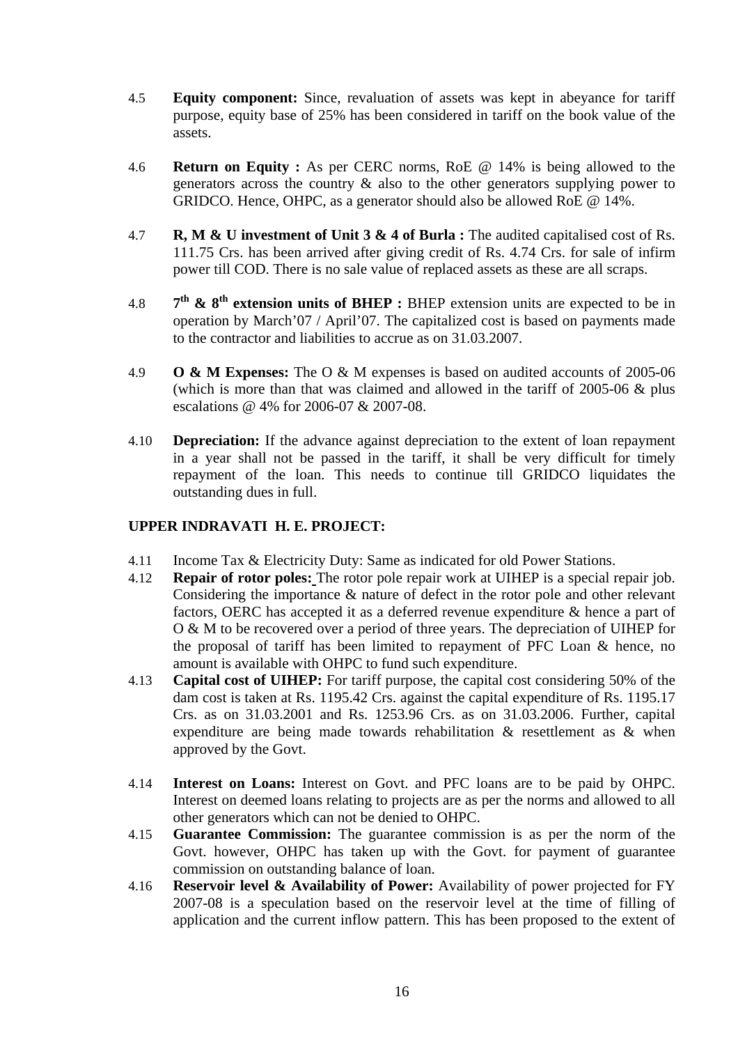4.5 **Equity component:** Since, revaluation of assets was kept in abeyance for tariff purpose, equity base of 25% has been considered in tariff on the book value of the assets.

4.6 **Return on Equity :** As per CERC norms, RoE @ 14% is being allowed to the generators across the country & also to the other generators supplying power to GRIDCO. Hence, OHPC, as a generator should also be allowed RoE @ 14%.

4.7 **R, M & U investment of Unit 3 & 4 of Burla :** The audited capitalised cost of Rs. 111.75 Crs. has been arrived after giving credit of Rs. 4.74 Crs. for sale of infirm power till COD. There is no sale value of replaced assets as these are all scraps.

4.8 **7th & 8th extension units of BHEP :** BHEP extension units are expected to be in operation by March'07 / April'07. The capitalized cost is based on payments made to the contractor and liabilities to accrue as on 31.03.2007.

4.9 **O & M Expenses:** The O & M expenses is based on audited accounts of 2005-06 (which is more than that was claimed and allowed in the tariff of 2005-06 & plus escalations @ 4% for 2006-07 & 2007-08.

4.10 **Depreciation:** If the advance against depreciation to the extent of loan repayment in a year shall not be passed in the tariff, it shall be very difficult for timely repayment of the loan. This needs to continue till GRIDCO liquidates the outstanding dues in full.

**UPPER INDRAVATI H. E. PROJECT:**

4.11 Income Tax & Electricity Duty: Same as indicated for old Power Stations.

4.12 **Repair of rotor poles:** The rotor pole repair work at UIHEP is a special repair job. Considering the importance & nature of defect in the rotor pole and other relevant factors, OERC has accepted it as a deferred revenue expenditure & hence a part of O & M to be recovered over a period of three years. The depreciation of UIHEP for the proposal of tariff has been limited to repayment of PFC Loan & hence, no amount is available with OHPC to fund such expenditure.

4.13 **Capital cost of UIHEP:** For tariff purpose, the capital cost considering 50% of the dam cost is taken at Rs. 1195.42 Crs. against the capital expenditure of Rs. 1195.17 Crs. as on 31.03.2001 and Rs. 1253.96 Crs. as on 31.03.2006. Further, capital expenditure are being made towards rehabilitation & resettlement as & when approved by the Govt.

4.14 **Interest on Loans:** Interest on Govt. and PFC loans are to be paid by OHPC. Interest on deemed loans relating to projects are as per the norms and allowed to all other generators which can not be denied to OHPC.

4.15 **Guarantee Commission:** The guarantee commission is as per the norm of the Govt. however, OHPC has taken up with the Govt. for payment of guarantee commission on outstanding balance of loan.

4.16 **Reservoir level & Availability of Power:** Availability of power projected for FY 2007-08 is a speculation based on the reservoir level at the time of filling of application and the current inflow pattern. This has been proposed to the extent of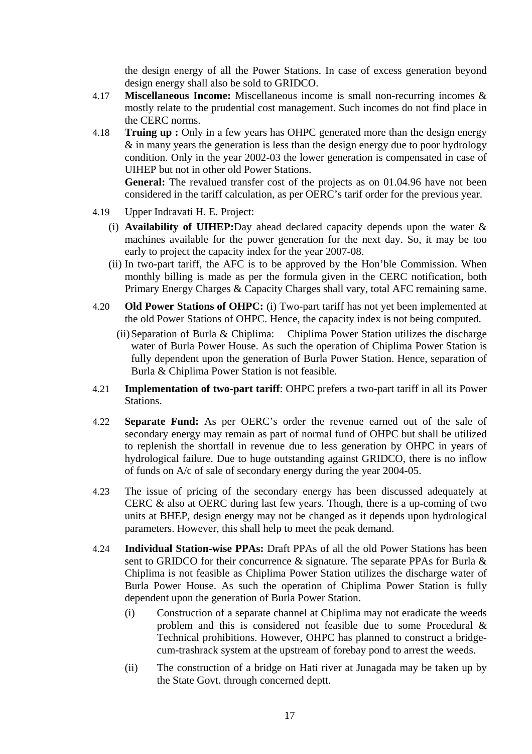the design energy of all the Power Stations. In case of excess generation beyond design energy shall also be sold to GRIDCO.

4.17 **Miscellaneous Income:** Miscellaneous income is small non-recurring incomes & mostly relate to the prudential cost management. Such incomes do not find place in the CERC norms.

4.18 **Truing up :** Only in a few years has OHPC generated more than the design energy & in many years the generation is less than the design energy due to poor hydrology condition. Only in the year 2002-03 the lower generation is compensated in case of UIHEP but not in other old Power Stations.

**General:** The revalued transfer cost of the projects as on 01.04.96 have not been considered in the tariff calculation, as per OERC's tarif order for the previous year.

4.19 Upper Indravati H. E. Project:

(i) **Availability of UIHEP:**Day ahead declared capacity depends upon the water & machines available for the power generation for the next day. So, it may be too early to project the capacity index for the year 2007-08.

(ii) In two-part tariff, the AFC is to be approved by the Hon'ble Commission. When monthly billing is made as per the formula given in the CERC notification, both Primary Energy Charges & Capacity Charges shall vary, total AFC remaining same.

4.20 **Old Power Stations of OHPC:** (i) Two-part tariff has not yet been implemented at the old Power Stations of OHPC. Hence, the capacity index is not being computed.

(ii) Separation of Burla & Chiplima: Chiplima Power Station utilizes the discharge water of Burla Power House. As such the operation of Chiplima Power Station is fully dependent upon the generation of Burla Power Station. Hence, separation of Burla & Chiplima Power Station is not feasible.

4.21 **Implementation of two-part tariff**: OHPC prefers a two-part tariff in all its Power Stations.

4.22 **Separate Fund:** As per OERC's order the revenue earned out of the sale of secondary energy may remain as part of normal fund of OHPC but shall be utilized to replenish the shortfall in revenue due to less generation by OHPC in years of hydrological failure. Due to huge outstanding against GRIDCO, there is no inflow of funds on A/c of sale of secondary energy during the year 2004-05.

4.23 The issue of pricing of the secondary energy has been discussed adequately at CERC & also at OERC during last few years. Though, there is a up-coming of two units at BHEP, design energy may not be changed as it depends upon hydrological parameters. However, this shall help to meet the peak demand.

4.24 **Individual Station-wise PPAs:** Draft PPAs of all the old Power Stations has been sent to GRIDCO for their concurrence & signature. The separate PPAs for Burla & Chiplima is not feasible as Chiplima Power Station utilizes the discharge water of Burla Power House. As such the operation of Chiplima Power Station is fully dependent upon the generation of Burla Power Station.

(i) Construction of a separate channel at Chiplima may not eradicate the weeds problem and this is considered not feasible due to some Procedural & Technical prohibitions. However, OHPC has planned to construct a bridge-cum-trashrack system at the upstream of forebay pond to arrest the weeds.

(ii) The construction of a bridge on Hati river at Junagada may be taken up by the State Govt. through concerned deptt.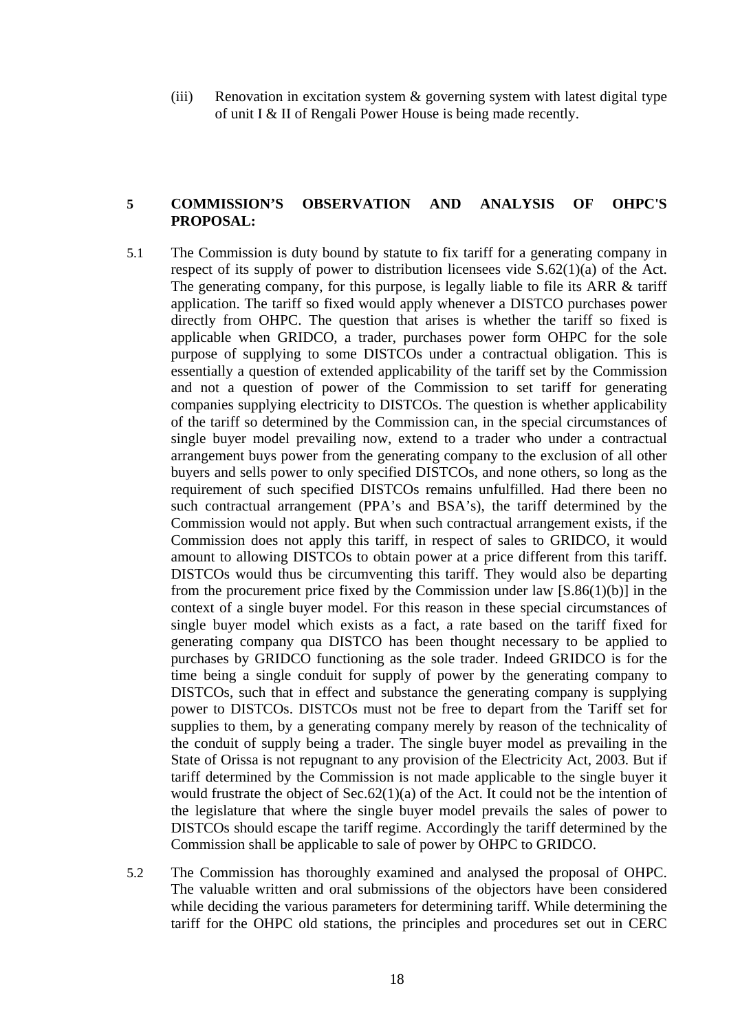(iii) Renovation in excitation system & governing system with latest digital type of unit I & II of Rengali Power House is being made recently.

## 5 COMMISSION'S OBSERVATION AND ANALYSIS OF OHPC'S PROPOSAL:

5.1 The Commission is duty bound by statute to fix tariff for a generating company in respect of its supply of power to distribution licensees vide S.62(1)(a) of the Act. The generating company, for this purpose, is legally liable to file its ARR & tariff application. The tariff so fixed would apply whenever a DISTCO purchases power directly from OHPC. The question that arises is whether the tariff so fixed is applicable when GRIDCO, a trader, purchases power form OHPC for the sole purpose of supplying to some DISTCOs under a contractual obligation. This is essentially a question of extended applicability of the tariff set by the Commission and not a question of power of the Commission to set tariff for generating companies supplying electricity to DISTCOs. The question is whether applicability of the tariff so determined by the Commission can, in the special circumstances of single buyer model prevailing now, extend to a trader who under a contractual arrangement buys power from the generating company to the exclusion of all other buyers and sells power to only specified DISTCOs, and none others, so long as the requirement of such specified DISTCOs remains unfulfilled. Had there been no such contractual arrangement (PPA's and BSA's), the tariff determined by the Commission would not apply. But when such contractual arrangement exists, if the Commission does not apply this tariff, in respect of sales to GRIDCO, it would amount to allowing DISTCOs to obtain power at a price different from this tariff. DISTCOs would thus be circumventing this tariff. They would also be departing from the procurement price fixed by the Commission under law [S.86(1)(b)] in the context of a single buyer model. For this reason in these special circumstances of single buyer model which exists as a fact, a rate based on the tariff fixed for generating company qua DISTCO has been thought necessary to be applied to purchases by GRIDCO functioning as the sole trader. Indeed GRIDCO is for the time being a single conduit for supply of power by the generating company to DISTCOs, such that in effect and substance the generating company is supplying power to DISTCOs. DISTCOs must not be free to depart from the Tariff set for supplies to them, by a generating company merely by reason of the technicality of the conduit of supply being a trader. The single buyer model as prevailing in the State of Orissa is not repugnant to any provision of the Electricity Act, 2003. But if tariff determined by the Commission is not made applicable to the single buyer it would frustrate the object of Sec.62(1)(a) of the Act. It could not be the intention of the legislature that where the single buyer model prevails the sales of power to DISTCOs should escape the tariff regime. Accordingly the tariff determined by the Commission shall be applicable to sale of power by OHPC to GRIDCO.

5.2 The Commission has thoroughly examined and analysed the proposal of OHPC. The valuable written and oral submissions of the objectors have been considered while deciding the various parameters for determining tariff. While determining the tariff for the OHPC old stations, the principles and procedures set out in CERC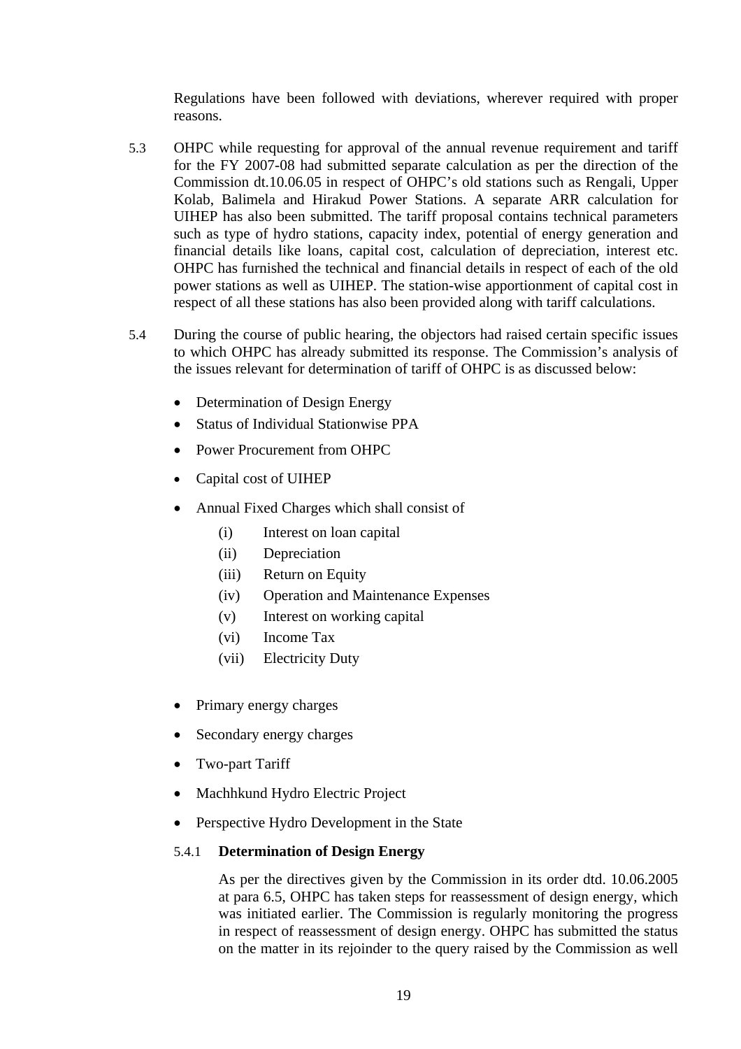Regulations have been followed with deviations, wherever required with proper reasons.

5.3 OHPC while requesting for approval of the annual revenue requirement and tariff for the FY 2007-08 had submitted separate calculation as per the direction of the Commission dt.10.06.05 in respect of OHPC's old stations such as Rengali, Upper Kolab, Balimela and Hirakud Power Stations. A separate ARR calculation for UIHEP has also been submitted. The tariff proposal contains technical parameters such as type of hydro stations, capacity index, potential of energy generation and financial details like loans, capital cost, calculation of depreciation, interest etc. OHPC has furnished the technical and financial details in respect of each of the old power stations as well as UIHEP. The station-wise apportionment of capital cost in respect of all these stations has also been provided along with tariff calculations.

5.4 During the course of public hearing, the objectors had raised certain specific issues to which OHPC has already submitted its response. The Commission's analysis of the issues relevant for determination of tariff of OHPC is as discussed below:

- Determination of Design Energy
- Status of Individual Stationwise PPA
- Power Procurement from OHPC
- Capital cost of UIHEP
- Annual Fixed Charges which shall consist of
  - (i) Interest on loan capital
  - (ii) Depreciation
  - (iii) Return on Equity
  - (iv) Operation and Maintenance Expenses
  - (v) Interest on working capital
  - (vi) Income Tax
  - (vii) Electricity Duty
- Primary energy charges
- Secondary energy charges
- Two-part Tariff
- Machhkund Hydro Electric Project
- Perspective Hydro Development in the State

5.4.1 **Determination of Design Energy**

As per the directives given by the Commission in its order dtd. 10.06.2005 at para 6.5, OHPC has taken steps for reassessment of design energy, which was initiated earlier. The Commission is regularly monitoring the progress in respect of reassessment of design energy. OHPC has submitted the status on the matter in its rejoinder to the query raised by the Commission as well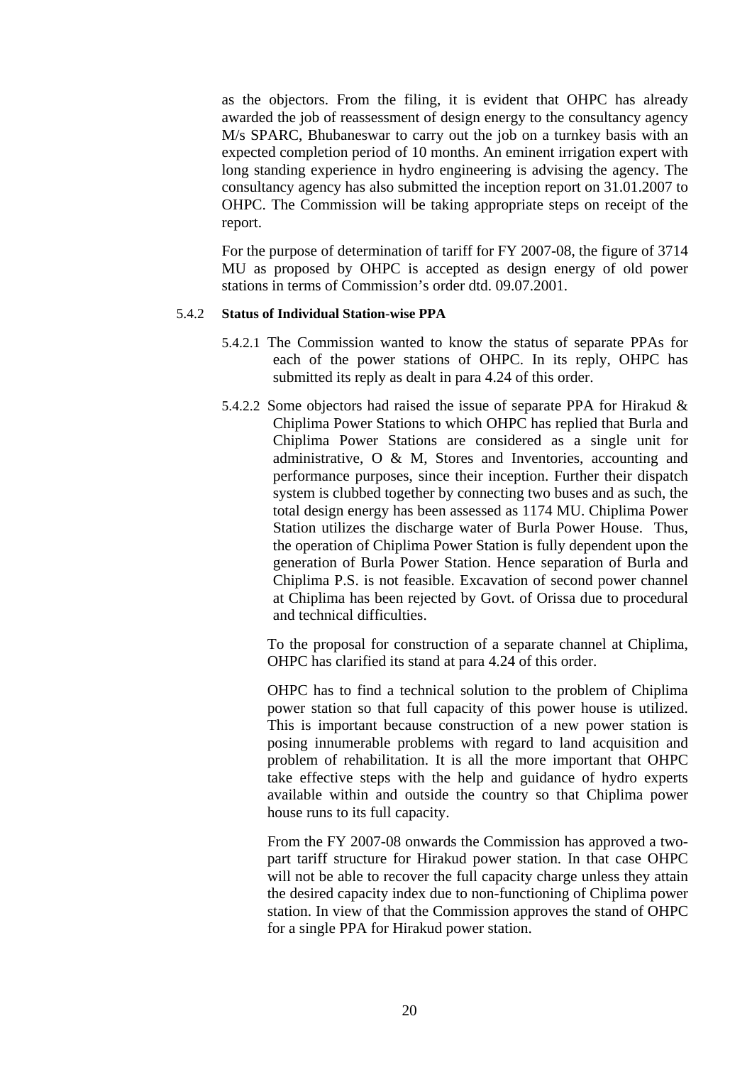as the objectors. From the filing, it is evident that OHPC has already awarded the job of reassessment of design energy to the consultancy agency M/s SPARC, Bhubaneswar to carry out the job on a turnkey basis with an expected completion period of 10 months. An eminent irrigation expert with long standing experience in hydro engineering is advising the agency. The consultancy agency has also submitted the inception report on 31.01.2007 to OHPC. The Commission will be taking appropriate steps on receipt of the report.

For the purpose of determination of tariff for FY 2007-08, the figure of 3714 MU as proposed by OHPC is accepted as design energy of old power stations in terms of Commission's order dtd. 09.07.2001.

5.4.2 **Status of Individual Station-wise PPA**

5.4.2.1 The Commission wanted to know the status of separate PPAs for each of the power stations of OHPC. In its reply, OHPC has submitted its reply as dealt in para 4.24 of this order.

5.4.2.2 Some objectors had raised the issue of separate PPA for Hirakud & Chiplima Power Stations to which OHPC has replied that Burla and Chiplima Power Stations are considered as a single unit for administrative, O & M, Stores and Inventories, accounting and performance purposes, since their inception. Further their dispatch system is clubbed together by connecting two buses and as such, the total design energy has been assessed as 1174 MU. Chiplima Power Station utilizes the discharge water of Burla Power House. Thus, the operation of Chiplima Power Station is fully dependent upon the generation of Burla Power Station. Hence separation of Burla and Chiplima P.S. is not feasible. Excavation of second power channel at Chiplima has been rejected by Govt. of Orissa due to procedural and technical difficulties.

To the proposal for construction of a separate channel at Chiplima, OHPC has clarified its stand at para 4.24 of this order.

OHPC has to find a technical solution to the problem of Chiplima power station so that full capacity of this power house is utilized. This is important because construction of a new power station is posing innumerable problems with regard to land acquisition and problem of rehabilitation. It is all the more important that OHPC take effective steps with the help and guidance of hydro experts available within and outside the country so that Chiplima power house runs to its full capacity.

From the FY 2007-08 onwards the Commission has approved a two-part tariff structure for Hirakud power station. In that case OHPC will not be able to recover the full capacity charge unless they attain the desired capacity index due to non-functioning of Chiplima power station. In view of that the Commission approves the stand of OHPC for a single PPA for Hirakud power station.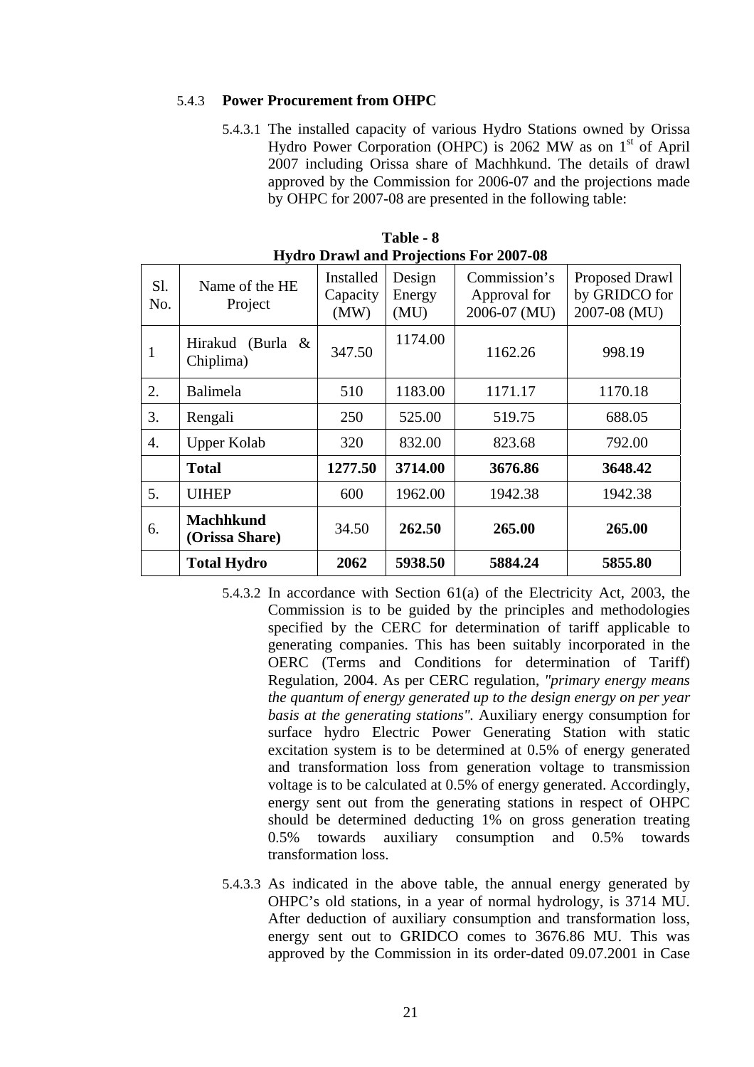#### 5.4.3 **Power Procurement from OHPC**

5.4.3.1 The installed capacity of various Hydro Stations owned by Orissa Hydro Power Corporation (OHPC) is 2062 MW as on 1st of April 2007 including Orissa share of Machhkund. The details of drawl approved by the Commission for 2006-07 and the projections made by OHPC for 2007-08 are presented in the following table:

**Table - 8**
**Hydro Drawl and Projections For 2007-08**

| Sl. No. | Name of the HE Project | Installed Capacity (MW) | Design Energy (MU) | Commission's Approval for 2006-07 (MU) | Proposed Drawl by GRIDCO for 2007-08 (MU) |
|---|---|---|---|---|---|
| 1 | Hirakud (Burla & Chiplima) | 347.50 | 1174.00 | 1162.26 | 998.19 |
| 2. | Balimela | 510 | 1183.00 | 1171.17 | 1170.18 |
| 3. | Rengali | 250 | 525.00 | 519.75 | 688.05 |
| 4. | Upper Kolab | 320 | 832.00 | 823.68 | 792.00 |
| | **Total** | **1277.50** | **3714.00** | **3676.86** | **3648.42** |
| 5. | UIHEP | 600 | 1962.00 | 1942.38 | 1942.38 |
| 6. | **Machhkund (Orissa Share)** | 34.50 | **262.50** | **265.00** | **265.00** |
| | **Total Hydro** | **2062** | **5938.50** | **5884.24** | **5855.80** |

5.4.3.2 In accordance with Section 61(a) of the Electricity Act, 2003, the Commission is to be guided by the principles and methodologies specified by the CERC for determination of tariff applicable to generating companies. This has been suitably incorporated in the OERC (Terms and Conditions for determination of Tariff) Regulation, 2004. As per CERC regulation, *"primary energy means the quantum of energy generated up to the design energy on per year basis at the generating stations"*. Auxiliary energy consumption for surface hydro Electric Power Generating Station with static excitation system is to be determined at 0.5% of energy generated and transformation loss from generation voltage to transmission voltage is to be calculated at 0.5% of energy generated. Accordingly, energy sent out from the generating stations in respect of OHPC should be determined deducting 1% on gross generation treating 0.5% towards auxiliary consumption and 0.5% towards transformation loss.

5.4.3.3 As indicated in the above table, the annual energy generated by OHPC's old stations, in a year of normal hydrology, is 3714 MU. After deduction of auxiliary consumption and transformation loss, energy sent out to GRIDCO comes to 3676.86 MU. This was approved by the Commission in its order-dated 09.07.2001 in Case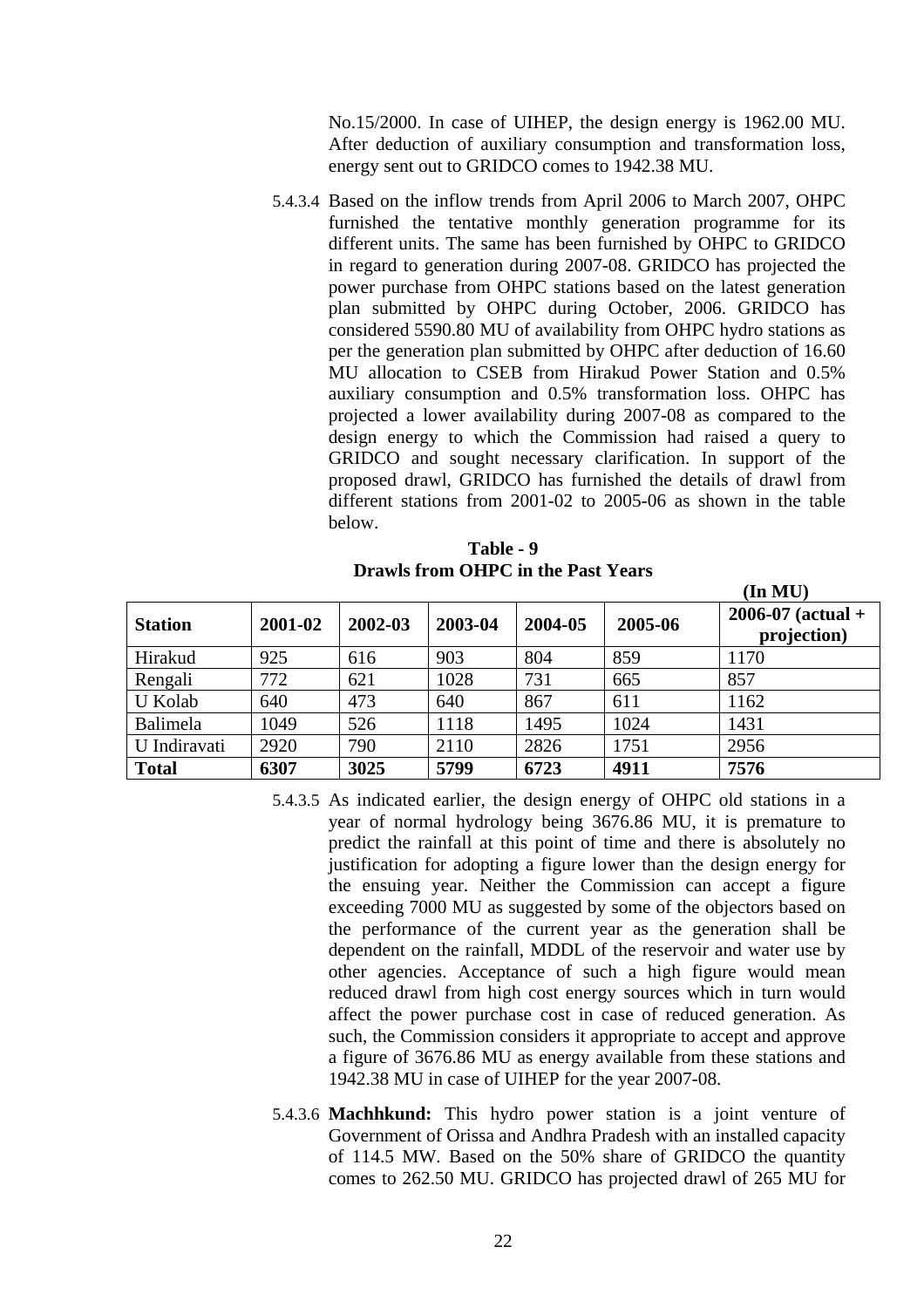No.15/2000. In case of UIHEP, the design energy is 1962.00 MU. After deduction of auxiliary consumption and transformation loss, energy sent out to GRIDCO comes to 1942.38 MU.

5.4.3.4 Based on the inflow trends from April 2006 to March 2007, OHPC furnished the tentative monthly generation programme for its different units. The same has been furnished by OHPC to GRIDCO in regard to generation during 2007-08. GRIDCO has projected the power purchase from OHPC stations based on the latest generation plan submitted by OHPC during October, 2006. GRIDCO has considered 5590.80 MU of availability from OHPC hydro stations as per the generation plan submitted by OHPC after deduction of 16.60 MU allocation to CSEB from Hirakud Power Station and 0.5% auxiliary consumption and 0.5% transformation loss. OHPC has projected a lower availability during 2007-08 as compared to the design energy to which the Commission had raised a query to GRIDCO and sought necessary clarification. In support of the proposed drawl, GRIDCO has furnished the details of drawl from different stations from 2001-02 to 2005-06 as shown in the table below.

**Table - 9**
**Drawls from OHPC in the Past Years**

**(In MU)**

| Station | 2001-02 | 2002-03 | 2003-04 | 2004-05 | 2005-06 | 2006-07 (actual + projection) |
|---|---|---|---|---|---|---|
| Hirakud | 925 | 616 | 903 | 804 | 859 | 1170 |
| Rengali | 772 | 621 | 1028 | 731 | 665 | 857 |
| U Kolab | 640 | 473 | 640 | 867 | 611 | 1162 |
| Balimela | 1049 | 526 | 1118 | 1495 | 1024 | 1431 |
| U Indiravati | 2920 | 790 | 2110 | 2826 | 1751 | 2956 |
| **Total** | **6307** | **3025** | **5799** | **6723** | **4911** | **7576** |

5.4.3.5 As indicated earlier, the design energy of OHPC old stations in a year of normal hydrology being 3676.86 MU, it is premature to predict the rainfall at this point of time and there is absolutely no justification for adopting a figure lower than the design energy for the ensuing year. Neither the Commission can accept a figure exceeding 7000 MU as suggested by some of the objectors based on the performance of the current year as the generation shall be dependent on the rainfall, MDDL of the reservoir and water use by other agencies. Acceptance of such a high figure would mean reduced drawl from high cost energy sources which in turn would affect the power purchase cost in case of reduced generation. As such, the Commission considers it appropriate to accept and approve a figure of 3676.86 MU as energy available from these stations and 1942.38 MU in case of UIHEP for the year 2007-08.

5.4.3.6 **Machhkund:** This hydro power station is a joint venture of Government of Orissa and Andhra Pradesh with an installed capacity of 114.5 MW. Based on the 50% share of GRIDCO the quantity comes to 262.50 MU. GRIDCO has projected drawl of 265 MU for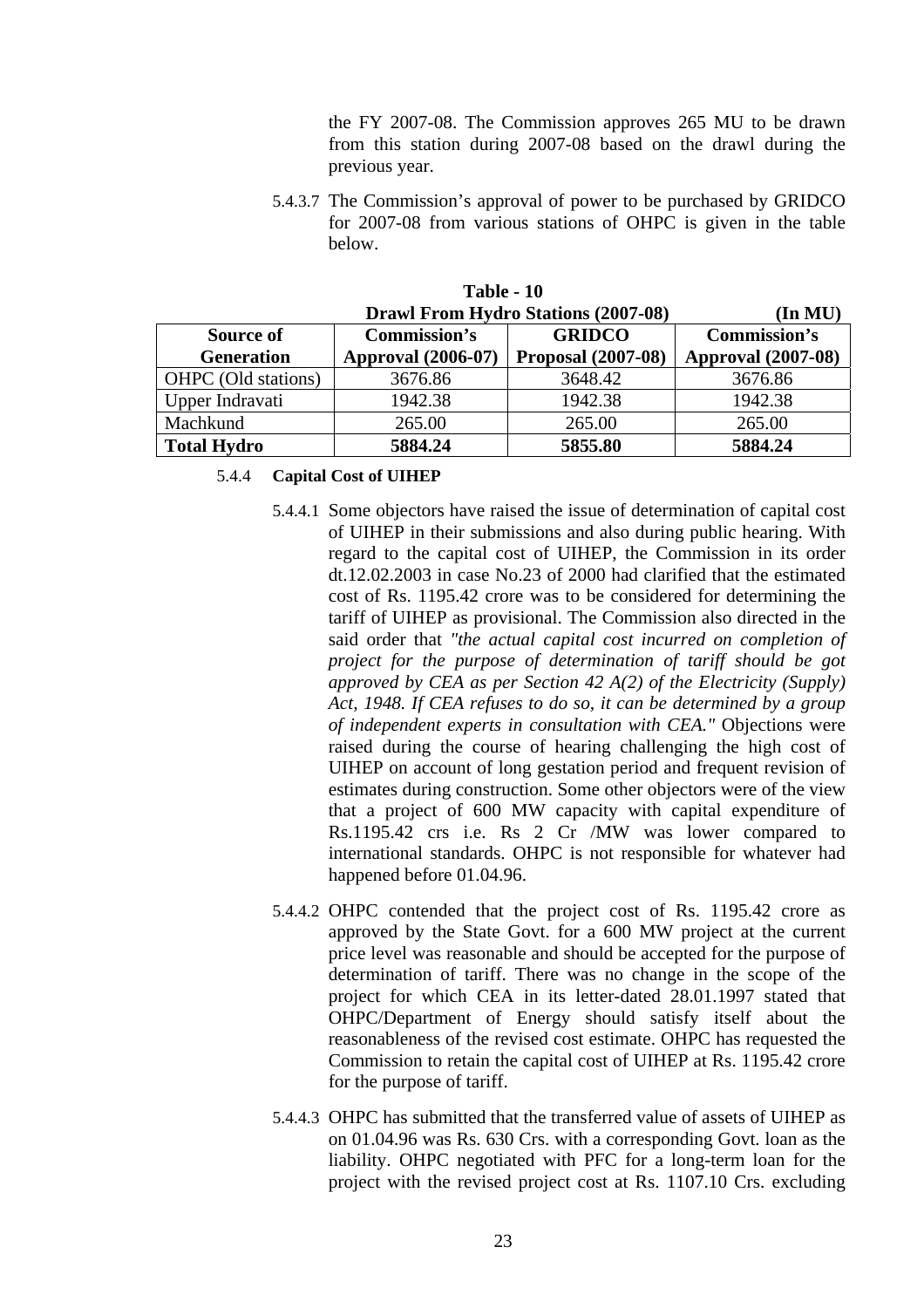the FY 2007-08. The Commission approves 265 MU to be drawn from this station during 2007-08 based on the drawl during the previous year.

5.4.3.7 The Commission's approval of power to be purchased by GRIDCO for 2007-08 from various stations of OHPC is given in the table below.

**Table - 10**

**Drawl From Hydro Stations (2007-08)** **(In MU)**

| Source of Generation | Commission's Approval (2006-07) | GRIDCO Proposal (2007-08) | Commission's Approval (2007-08) |
|---|---|---|---|
| OHPC (Old stations) | 3676.86 | 3648.42 | 3676.86 |
| Upper Indravati | 1942.38 | 1942.38 | 1942.38 |
| Machkund | 265.00 | 265.00 | 265.00 |
| **Total Hydro** | **5884.24** | **5855.80** | **5884.24** |

#### 5.4.4 Capital Cost of UIHEP

5.4.4.1 Some objectors have raised the issue of determination of capital cost of UIHEP in their submissions and also during public hearing. With regard to the capital cost of UIHEP, the Commission in its order dt.12.02.2003 in case No.23 of 2000 had clarified that the estimated cost of Rs. 1195.42 crore was to be considered for determining the tariff of UIHEP as provisional. The Commission also directed in the said order that *"the actual capital cost incurred on completion of project for the purpose of determination of tariff should be got approved by CEA as per Section 42 A(2) of the Electricity (Supply) Act, 1948. If CEA refuses to do so, it can be determined by a group of independent experts in consultation with CEA."* Objections were raised during the course of hearing challenging the high cost of UIHEP on account of long gestation period and frequent revision of estimates during construction. Some other objectors were of the view that a project of 600 MW capacity with capital expenditure of Rs.1195.42 crs i.e. Rs 2 Cr /MW was lower compared to international standards. OHPC is not responsible for whatever had happened before 01.04.96.

5.4.4.2 OHPC contended that the project cost of Rs. 1195.42 crore as approved by the State Govt. for a 600 MW project at the current price level was reasonable and should be accepted for the purpose of determination of tariff. There was no change in the scope of the project for which CEA in its letter-dated 28.01.1997 stated that OHPC/Department of Energy should satisfy itself about the reasonableness of the revised cost estimate. OHPC has requested the Commission to retain the capital cost of UIHEP at Rs. 1195.42 crore for the purpose of tariff.

5.4.4.3 OHPC has submitted that the transferred value of assets of UIHEP as on 01.04.96 was Rs. 630 Crs. with a corresponding Govt. loan as the liability. OHPC negotiated with PFC for a long-term loan for the project with the revised project cost at Rs. 1107.10 Crs. excluding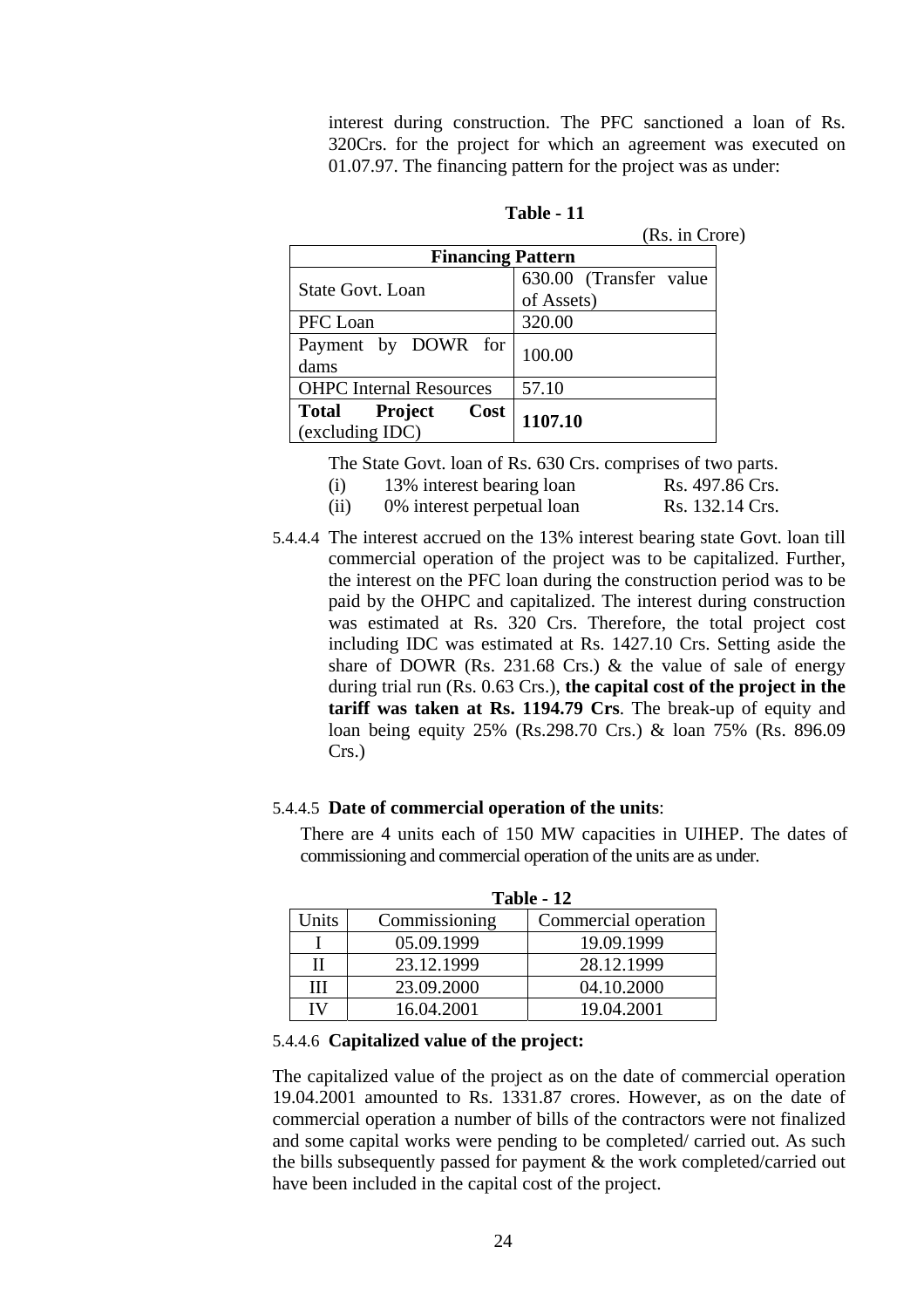interest during construction. The PFC sanctioned a loan of Rs. 320Crs. for the project for which an agreement was executed on 01.07.97. The financing pattern for the project was as under:

**Table - 11**

(Rs. in Crore)

| Financing Pattern | |
|---|---|
| State Govt. Loan | 630.00 (Transfer value of Assets) |
| PFC Loan | 320.00 |
| Payment by DOWR for dams | 100.00 |
| OHPC Internal Resources | 57.10 |
| **Total Project Cost** (excluding IDC) | **1107.10** |

The State Govt. loan of Rs. 630 Crs. comprises of two parts.

(i) 13% interest bearing loan Rs. 497.86 Crs.

(ii) 0% interest perpetual loan Rs. 132.14 Crs.

5.4.4.4 The interest accrued on the 13% interest bearing state Govt. loan till commercial operation of the project was to be capitalized. Further, the interest on the PFC loan during the construction period was to be paid by the OHPC and capitalized. The interest during construction was estimated at Rs. 320 Crs. Therefore, the total project cost including IDC was estimated at Rs. 1427.10 Crs. Setting aside the share of DOWR (Rs. 231.68 Crs.) & the value of sale of energy during trial run (Rs. 0.63 Crs.), **the capital cost of the project in the tariff was taken at Rs. 1194.79 Crs**. The break-up of equity and loan being equity 25% (Rs.298.70 Crs.) & loan 75% (Rs. 896.09 Crs.)

5.4.4.5 **Date of commercial operation of the units**:

There are 4 units each of 150 MW capacities in UIHEP. The dates of commissioning and commercial operation of the units are as under.

**Table - 12**

| Units | Commissioning | Commercial operation |
|---|---|---|
| I | 05.09.1999 | 19.09.1999 |
| II | 23.12.1999 | 28.12.1999 |
| III | 23.09.2000 | 04.10.2000 |
| IV | 16.04.2001 | 19.04.2001 |

5.4.4.6 **Capitalized value of the project:**

The capitalized value of the project as on the date of commercial operation 19.04.2001 amounted to Rs. 1331.87 crores. However, as on the date of commercial operation a number of bills of the contractors were not finalized and some capital works were pending to be completed/ carried out. As such the bills subsequently passed for payment & the work completed/carried out have been included in the capital cost of the project.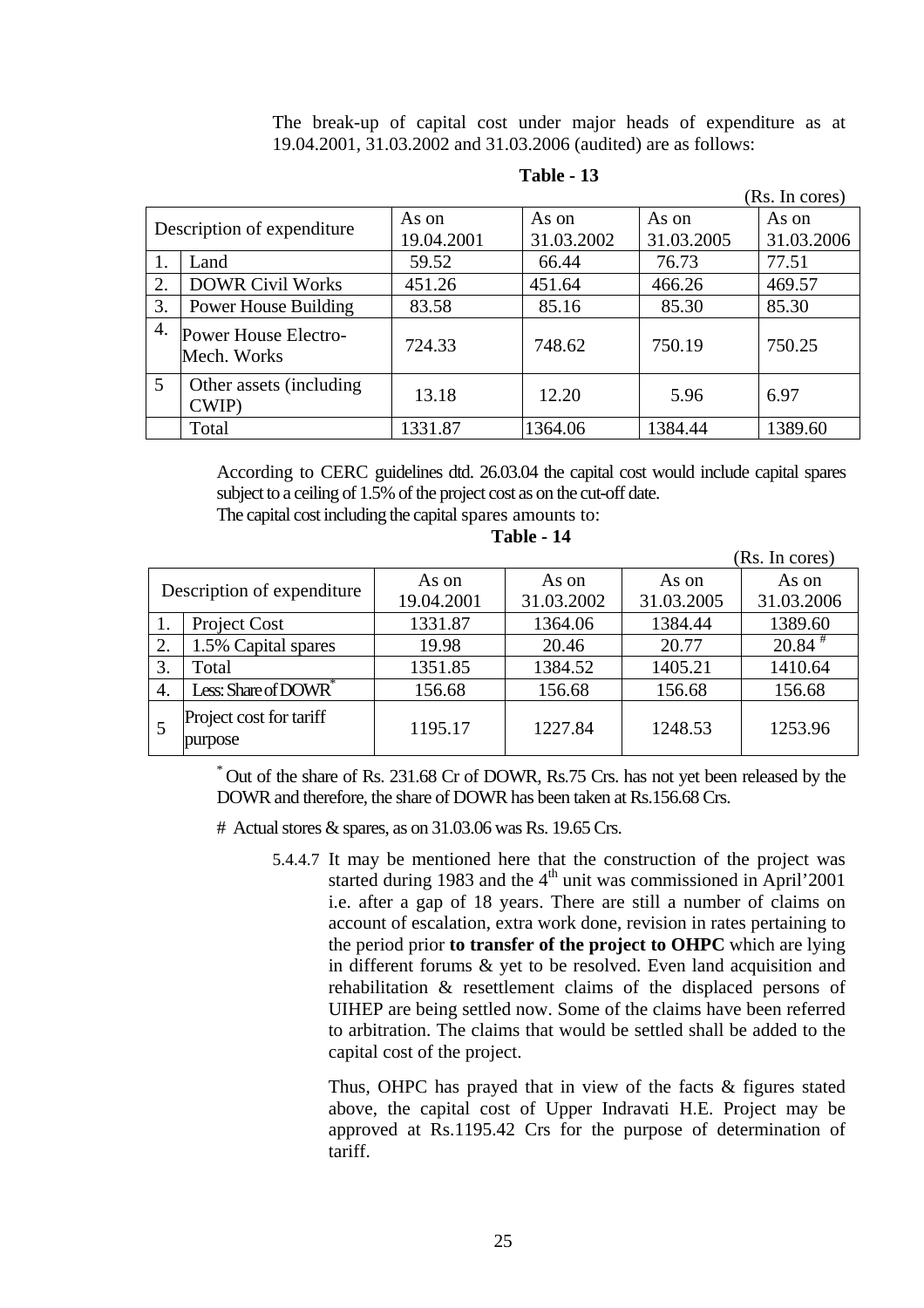The break-up of capital cost under major heads of expenditure as at 19.04.2001, 31.03.2002 and 31.03.2006 (audited) are as follows:

**Table - 13**

(Rs. In cores)

| Description of expenditure | | As on 19.04.2001 | As on 31.03.2002 | As on 31.03.2005 | As on 31.03.2006 |
|---|---|---|---|---|---|
| 1. | Land | 59.52 | 66.44 | 76.73 | 77.51 |
| 2. | DOWR Civil Works | 451.26 | 451.64 | 466.26 | 469.57 |
| 3. | Power House Building | 83.58 | 85.16 | 85.30 | 85.30 |
| 4. | Power House Electro-Mech. Works | 724.33 | 748.62 | 750.19 | 750.25 |
| 5 | Other assets (including CWIP) | 13.18 | 12.20 | 5.96 | 6.97 |
| | Total | 1331.87 | 1364.06 | 1384.44 | 1389.60 |

According to CERC guidelines dtd. 26.03.04 the capital cost would include capital spares subject to a ceiling of 1.5% of the project cost as on the cut-off date.

The capital cost including the capital spares amounts to:

**Table - 14**

(Rs. In cores)

| Description of expenditure | | As on 19.04.2001 | As on 31.03.2002 | As on 31.03.2005 | As on 31.03.2006 |
|---|---|---|---|---|---|
| 1. | Project Cost | 1331.87 | 1364.06 | 1384.44 | 1389.60 |
| 2. | 1.5% Capital spares | 19.98 | 20.46 | 20.77 | 20.84 # |
| 3. | Total | 1351.85 | 1384.52 | 1405.21 | 1410.64 |
| 4. | Less: Share of DOWR* | 156.68 | 156.68 | 156.68 | 156.68 |
| 5 | Project cost for tariff purpose | 1195.17 | 1227.84 | 1248.53 | 1253.96 |

* Out of the share of Rs. 231.68 Cr of DOWR, Rs.75 Crs. has not yet been released by the DOWR and therefore, the share of DOWR has been taken at Rs.156.68 Crs.

# Actual stores & spares, as on 31.03.06 was Rs. 19.65 Crs.

5.4.4.7 It may be mentioned here that the construction of the project was started during 1983 and the 4th unit was commissioned in April'2001 i.e. after a gap of 18 years. There are still a number of claims on account of escalation, extra work done, revision in rates pertaining to the period prior **to transfer of the project to OHPC** which are lying in different forums & yet to be resolved. Even land acquisition and rehabilitation & resettlement claims of the displaced persons of UIHEP are being settled now. Some of the claims have been referred to arbitration. The claims that would be settled shall be added to the capital cost of the project.

Thus, OHPC has prayed that in view of the facts & figures stated above, the capital cost of Upper Indravati H.E. Project may be approved at Rs.1195.42 Crs for the purpose of determination of tariff.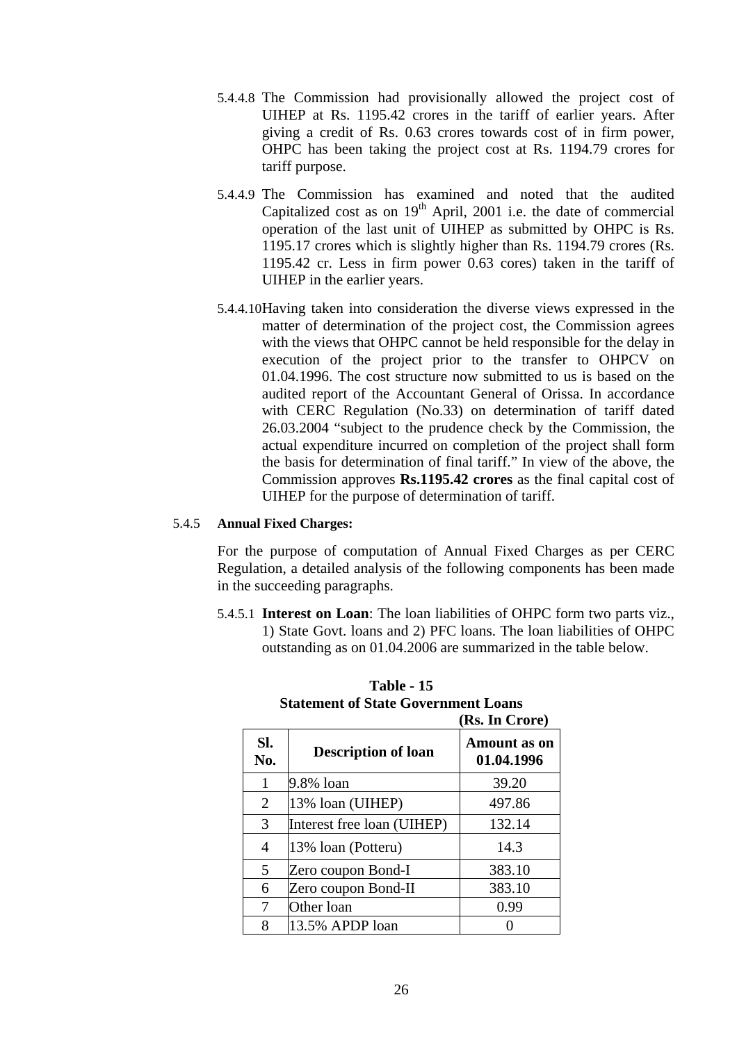5.4.4.8 The Commission had provisionally allowed the project cost of UIHEP at Rs. 1195.42 crores in the tariff of earlier years. After giving a credit of Rs. 0.63 crores towards cost of in firm power, OHPC has been taking the project cost at Rs. 1194.79 crores for tariff purpose.

5.4.4.9 The Commission has examined and noted that the audited Capitalized cost as on 19th April, 2001 i.e. the date of commercial operation of the last unit of UIHEP as submitted by OHPC is Rs. 1195.17 crores which is slightly higher than Rs. 1194.79 crores (Rs. 1195.42 cr. Less in firm power 0.63 cores) taken in the tariff of UIHEP in the earlier years.

5.4.4.10 Having taken into consideration the diverse views expressed in the matter of determination of the project cost, the Commission agrees with the views that OHPC cannot be held responsible for the delay in execution of the project prior to the transfer to OHPCV on 01.04.1996. The cost structure now submitted to us is based on the audited report of the Accountant General of Orissa. In accordance with CERC Regulation (No.33) on determination of tariff dated 26.03.2004 "subject to the prudence check by the Commission, the actual expenditure incurred on completion of the project shall form the basis for determination of final tariff." In view of the above, the Commission approves **Rs.1195.42 crores** as the final capital cost of UIHEP for the purpose of determination of tariff.

5.4.5 **Annual Fixed Charges:**

For the purpose of computation of Annual Fixed Charges as per CERC Regulation, a detailed analysis of the following components has been made in the succeeding paragraphs.

5.4.5.1 **Interest on Loan**: The loan liabilities of OHPC form two parts viz., 1) State Govt. loans and 2) PFC loans. The loan liabilities of OHPC outstanding as on 01.04.2006 are summarized in the table below.

**Table - 15**
**Statement of State Government Loans**
**(Rs. In Crore)**

| Sl. No. | Description of loan | Amount as on 01.04.1996 |
|---|---|---|
| 1 | 9.8% loan | 39.20 |
| 2 | 13% loan (UIHEP) | 497.86 |
| 3 | Interest free loan (UIHEP) | 132.14 |
| 4 | 13% loan (Potteru) | 14.3 |
| 5 | Zero coupon Bond-I | 383.10 |
| 6 | Zero coupon Bond-II | 383.10 |
| 7 | Other loan | 0.99 |
| 8 | 13.5% APDP loan | 0 |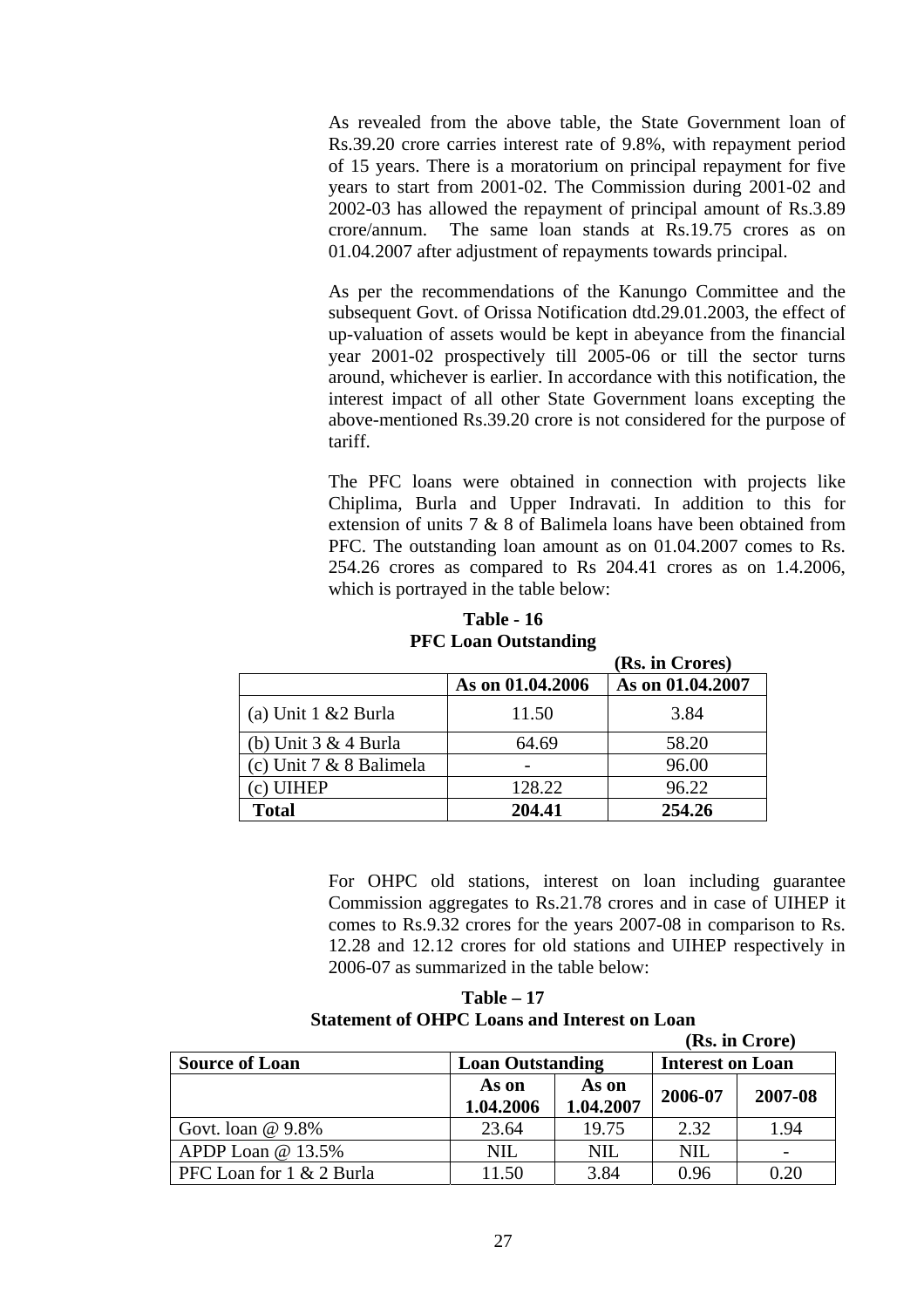As revealed from the above table, the State Government loan of Rs.39.20 crore carries interest rate of 9.8%, with repayment period of 15 years. There is a moratorium on principal repayment for five years to start from 2001-02. The Commission during 2001-02 and 2002-03 has allowed the repayment of principal amount of Rs.3.89 crore/annum. The same loan stands at Rs.19.75 crores as on 01.04.2007 after adjustment of repayments towards principal.

As per the recommendations of the Kanungo Committee and the subsequent Govt. of Orissa Notification dtd.29.01.2003, the effect of up-valuation of assets would be kept in abeyance from the financial year 2001-02 prospectively till 2005-06 or till the sector turns around, whichever is earlier. In accordance with this notification, the interest impact of all other State Government loans excepting the above-mentioned Rs.39.20 crore is not considered for the purpose of tariff.

The PFC loans were obtained in connection with projects like Chiplima, Burla and Upper Indravati. In addition to this for extension of units 7 & 8 of Balimela loans have been obtained from PFC. The outstanding loan amount as on 01.04.2007 comes to Rs. 254.26 crores as compared to Rs 204.41 crores as on 1.4.2006, which is portrayed in the table below:

**Table - 16**
**PFC Loan Outstanding**

**(Rs. in Crores)**

| | As on 01.04.2006 | As on 01.04.2007 |
|---|---|---|
| (a) Unit 1 &2 Burla | 11.50 | 3.84 |
| (b) Unit 3 & 4 Burla | 64.69 | 58.20 |
| (c) Unit 7 & 8 Balimela | - | 96.00 |
| (c) UIHEP | 128.22 | 96.22 |
| **Total** | **204.41** | **254.26** |

For OHPC old stations, interest on loan including guarantee Commission aggregates to Rs.21.78 crores and in case of UIHEP it comes to Rs.9.32 crores for the years 2007-08 in comparison to Rs. 12.28 and 12.12 crores for old stations and UIHEP respectively in 2006-07 as summarized in the table below:

**Table – 17**
**Statement of OHPC Loans and Interest on Loan**

**(Rs. in Crore)**

| Source of Loan | Loan Outstanding | | Interest on Loan | |
|---|---|---|---|---|
| | As on 1.04.2006 | As on 1.04.2007 | 2006-07 | 2007-08 |
| Govt. loan @ 9.8% | 23.64 | 19.75 | 2.32 | 1.94 |
| APDP Loan @ 13.5% | NIL | NIL | NIL | - |
| PFC Loan for 1 & 2 Burla | 11.50 | 3.84 | 0.96 | 0.20 |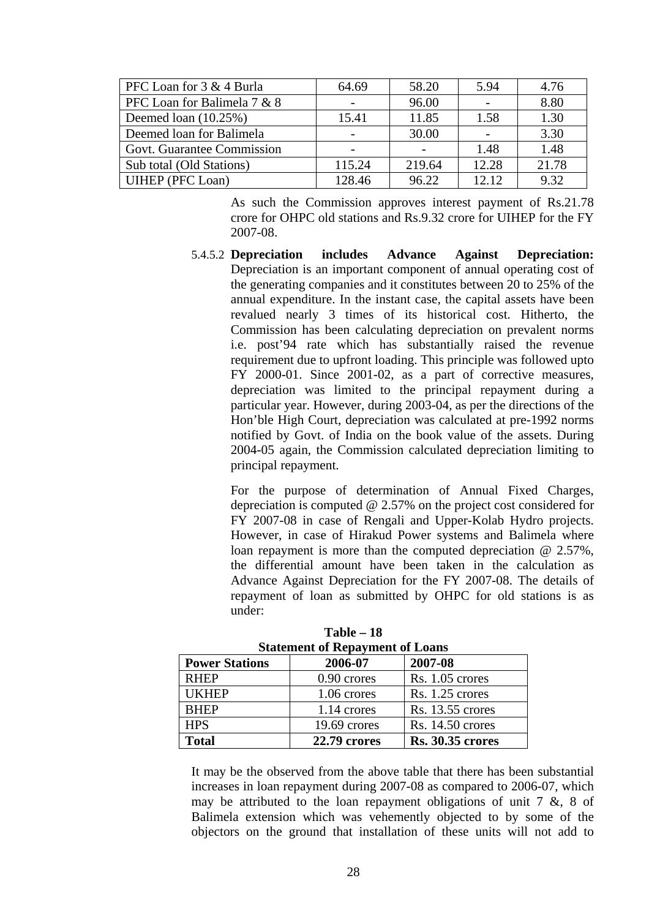| PFC Loan for 3 & 4 Burla | 64.69 | 58.20 | 5.94 | 4.76 |
|---|---|---|---|---|
| PFC Loan for Balimela 7 & 8 | - | 96.00 | - | 8.80 |
| Deemed loan (10.25%) | 15.41 | 11.85 | 1.58 | 1.30 |
| Deemed loan for Balimela | - | 30.00 | - | 3.30 |
| Govt. Guarantee Commission | - | - | 1.48 | 1.48 |
| Sub total (Old Stations) | 115.24 | 219.64 | 12.28 | 21.78 |
| UIHEP (PFC Loan) | 128.46 | 96.22 | 12.12 | 9.32 |

As such the Commission approves interest payment of Rs.21.78 crore for OHPC old stations and Rs.9.32 crore for UIHEP for the FY 2007-08.

5.4.5.2 **Depreciation includes Advance Against Depreciation:** Depreciation is an important component of annual operating cost of the generating companies and it constitutes between 20 to 25% of the annual expenditure. In the instant case, the capital assets have been revalued nearly 3 times of its historical cost. Hitherto, the Commission has been calculating depreciation on prevalent norms i.e. post'94 rate which has substantially raised the revenue requirement due to upfront loading. This principle was followed upto FY 2000-01. Since 2001-02, as a part of corrective measures, depreciation was limited to the principal repayment during a particular year. However, during 2003-04, as per the directions of the Hon'ble High Court, depreciation was calculated at pre-1992 norms notified by Govt. of India on the book value of the assets. During 2004-05 again, the Commission calculated depreciation limiting to principal repayment.

For the purpose of determination of Annual Fixed Charges, depreciation is computed @ 2.57% on the project cost considered for FY 2007-08 in case of Rengali and Upper-Kolab Hydro projects. However, in case of Hirakud Power systems and Balimela where loan repayment is more than the computed depreciation @ 2.57%, the differential amount have been taken in the calculation as Advance Against Depreciation for the FY 2007-08. The details of repayment of loan as submitted by OHPC for old stations is as under:

**Table – 18**
**Statement of Repayment of Loans**

| Power Stations | 2006-07 | 2007-08 |
|---|---|---|
| RHEP | 0.90 crores | Rs. 1.05 crores |
| UKHEP | 1.06 crores | Rs. 1.25 crores |
| BHEP | 1.14 crores | Rs. 13.55 crores |
| HPS | 19.69 crores | Rs. 14.50 crores |
| **Total** | **22.79 crores** | **Rs. 30.35 crores** |

It may be the observed from the above table that there has been substantial increases in loan repayment during 2007-08 as compared to 2006-07, which may be attributed to the loan repayment obligations of unit 7 &, 8 of Balimela extension which was vehemently objected to by some of the objectors on the ground that installation of these units will not add to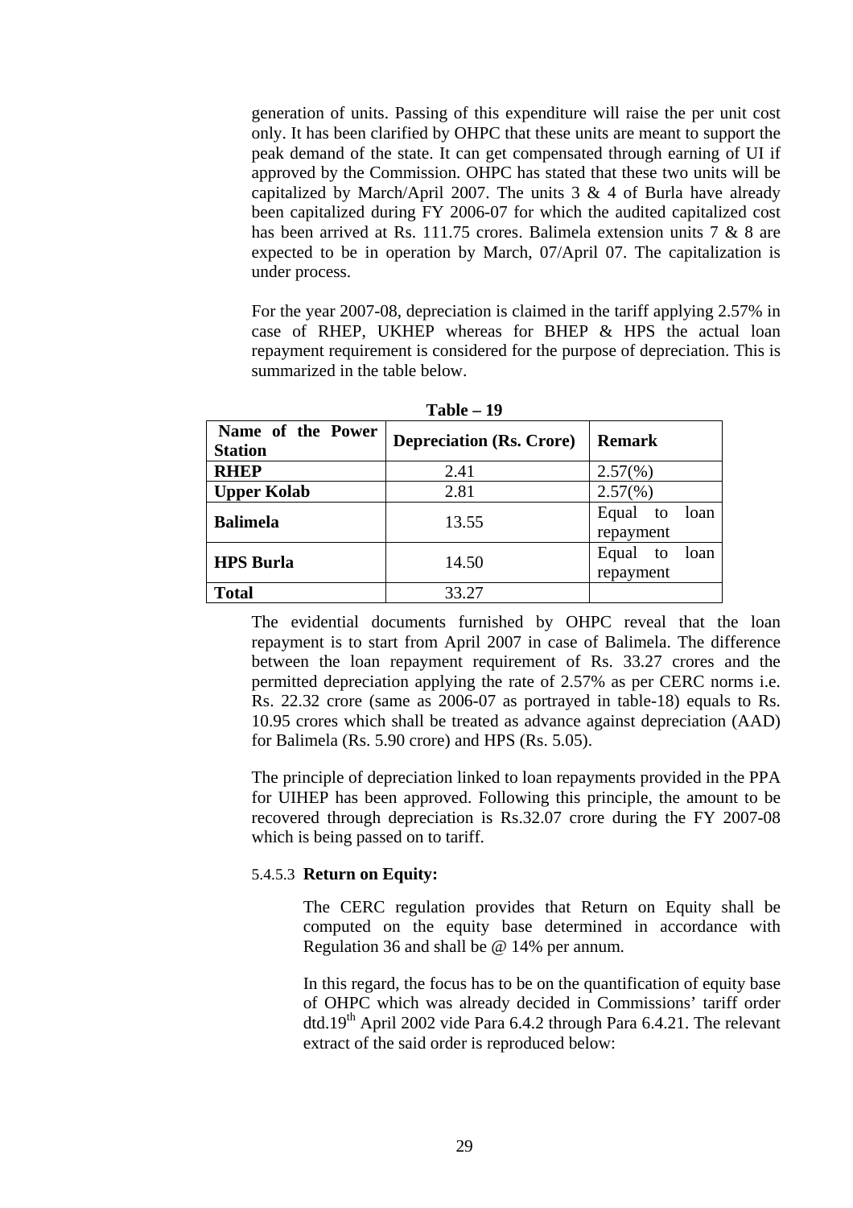generation of units. Passing of this expenditure will raise the per unit cost only. It has been clarified by OHPC that these units are meant to support the peak demand of the state. It can get compensated through earning of UI if approved by the Commission. OHPC has stated that these two units will be capitalized by March/April 2007. The units 3 & 4 of Burla have already been capitalized during FY 2006-07 for which the audited capitalized cost has been arrived at Rs. 111.75 crores. Balimela extension units 7 & 8 are expected to be in operation by March, 07/April 07. The capitalization is under process.

For the year 2007-08, depreciation is claimed in the tariff applying 2.57% in case of RHEP, UKHEP whereas for BHEP & HPS the actual loan repayment requirement is considered for the purpose of depreciation. This is summarized in the table below.

**Table – 19**

| Name of the Power Station | Depreciation (Rs. Crore) | Remark |
|---|---|---|
| **RHEP** | 2.41 | 2.57(%) |
| **Upper Kolab** | 2.81 | 2.57(%) |
| **Balimela** | 13.55 | Equal to loan repayment |
| **HPS Burla** | 14.50 | Equal to loan repayment |
| **Total** | 33.27 | |

The evidential documents furnished by OHPC reveal that the loan repayment is to start from April 2007 in case of Balimela. The difference between the loan repayment requirement of Rs. 33.27 crores and the permitted depreciation applying the rate of 2.57% as per CERC norms i.e. Rs. 22.32 crore (same as 2006-07 as portrayed in table-18) equals to Rs. 10.95 crores which shall be treated as advance against depreciation (AAD) for Balimela (Rs. 5.90 crore) and HPS (Rs. 5.05).

The principle of depreciation linked to loan repayments provided in the PPA for UIHEP has been approved. Following this principle, the amount to be recovered through depreciation is Rs.32.07 crore during the FY 2007-08 which is being passed on to tariff.

#### 5.4.5.3 **Return on Equity:**

The CERC regulation provides that Return on Equity shall be computed on the equity base determined in accordance with Regulation 36 and shall be @ 14% per annum.

In this regard, the focus has to be on the quantification of equity base of OHPC which was already decided in Commissions' tariff order dtd.19th April 2002 vide Para 6.4.2 through Para 6.4.21. The relevant extract of the said order is reproduced below: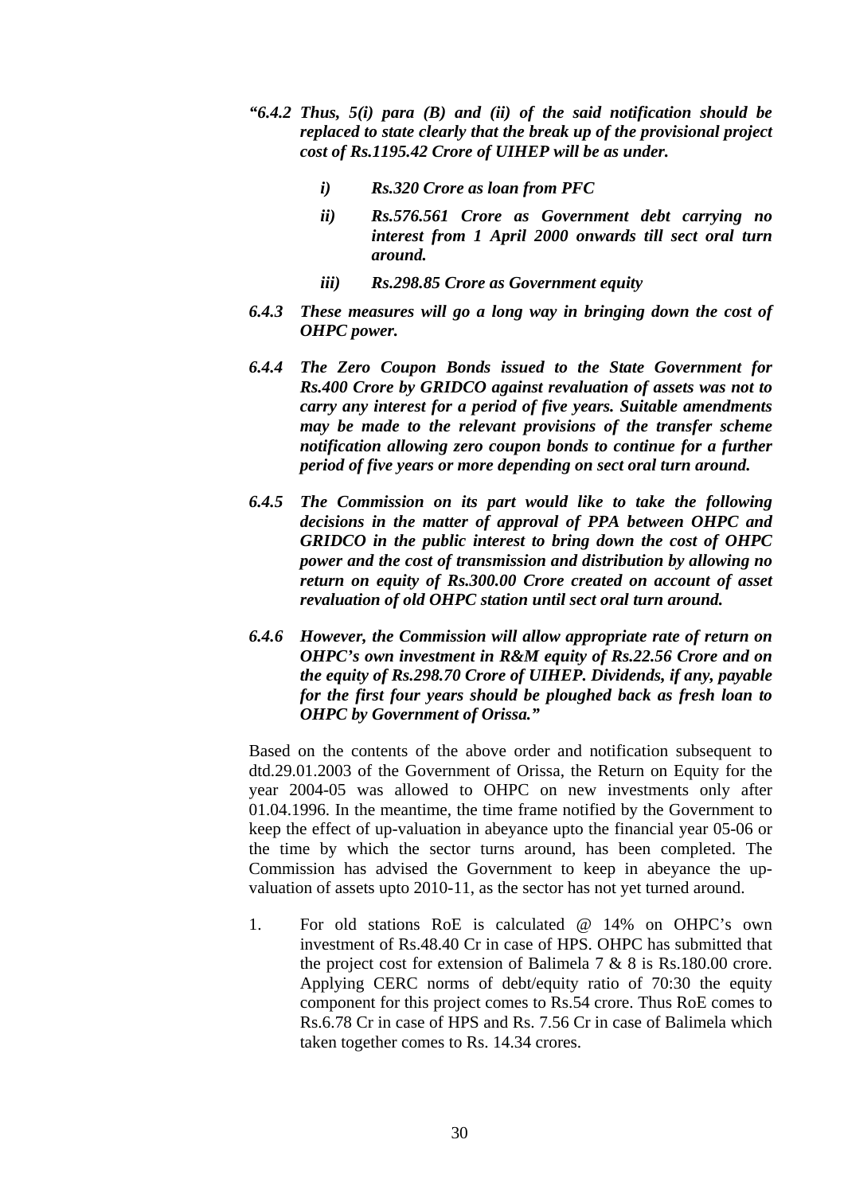*"6.4.2 Thus, 5(i) para (B) and (ii) of the said notification should be replaced to state clearly that the break up of the provisional project cost of Rs.1195.42 Crore of UIHEP will be as under.*

*i) Rs.320 Crore as loan from PFC*

*ii) Rs.576.561 Crore as Government debt carrying no interest from 1 April 2000 onwards till sect oral turn around.*

*iii) Rs.298.85 Crore as Government equity*

*6.4.3 These measures will go a long way in bringing down the cost of OHPC power.*

*6.4.4 The Zero Coupon Bonds issued to the State Government for Rs.400 Crore by GRIDCO against revaluation of assets was not to carry any interest for a period of five years. Suitable amendments may be made to the relevant provisions of the transfer scheme notification allowing zero coupon bonds to continue for a further period of five years or more depending on sect oral turn around.*

*6.4.5 The Commission on its part would like to take the following decisions in the matter of approval of PPA between OHPC and GRIDCO in the public interest to bring down the cost of OHPC power and the cost of transmission and distribution by allowing no return on equity of Rs.300.00 Crore created on account of asset revaluation of old OHPC station until sect oral turn around.*

*6.4.6 However, the Commission will allow appropriate rate of return on OHPC's own investment in R&M equity of Rs.22.56 Crore and on the equity of Rs.298.70 Crore of UIHEP. Dividends, if any, payable for the first four years should be ploughed back as fresh loan to OHPC by Government of Orissa."*

Based on the contents of the above order and notification subsequent to dtd.29.01.2003 of the Government of Orissa, the Return on Equity for the year 2004-05 was allowed to OHPC on new investments only after 01.04.1996. In the meantime, the time frame notified by the Government to keep the effect of up-valuation in abeyance upto the financial year 05-06 or the time by which the sector turns around, has been completed. The Commission has advised the Government to keep in abeyance the up-valuation of assets upto 2010-11, as the sector has not yet turned around.

1. For old stations RoE is calculated @ 14% on OHPC's own investment of Rs.48.40 Cr in case of HPS. OHPC has submitted that the project cost for extension of Balimela 7 & 8 is Rs.180.00 crore. Applying CERC norms of debt/equity ratio of 70:30 the equity component for this project comes to Rs.54 crore. Thus RoE comes to Rs.6.78 Cr in case of HPS and Rs. 7.56 Cr in case of Balimela which taken together comes to Rs. 14.34 crores.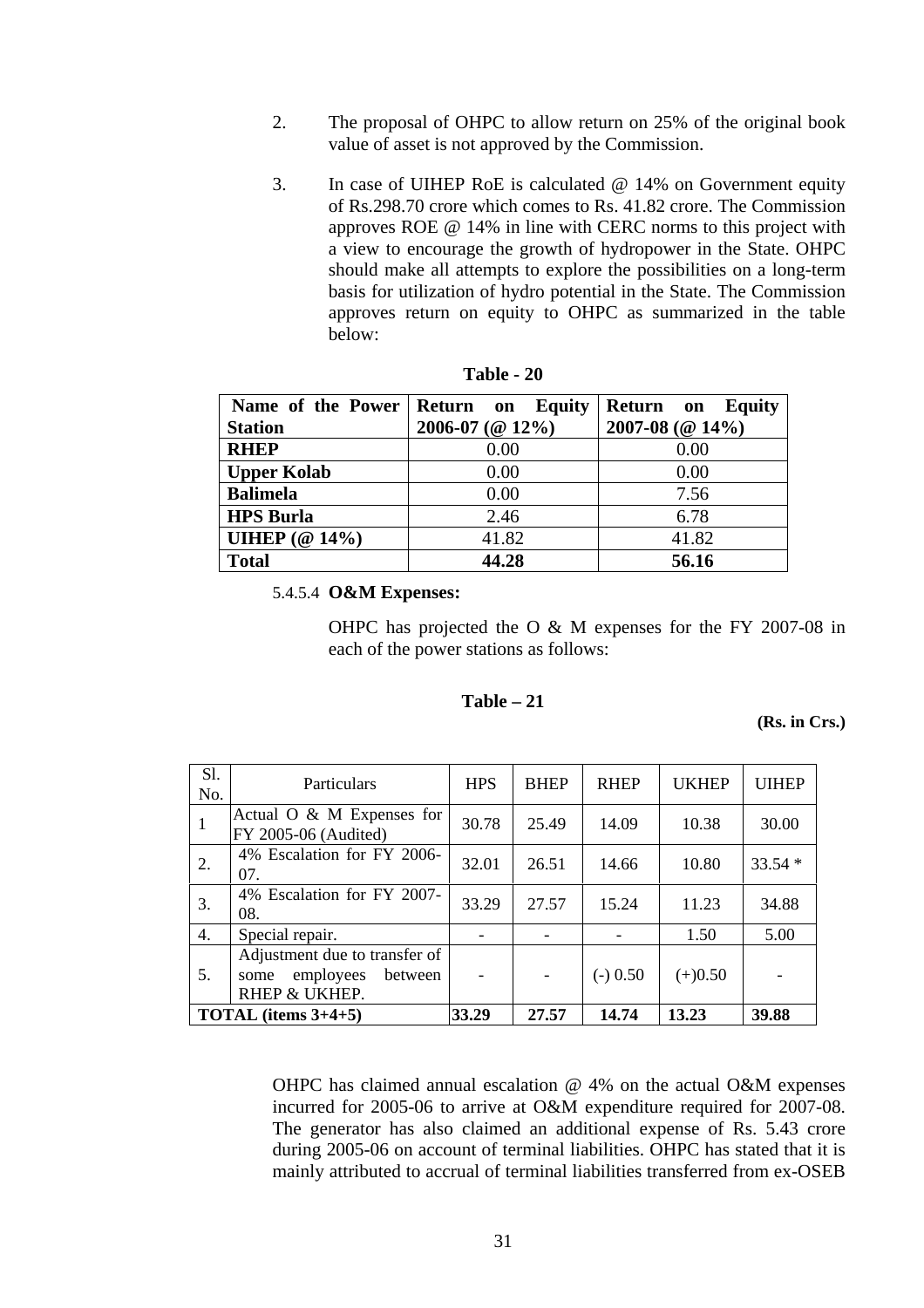2. The proposal of OHPC to allow return on 25% of the original book value of asset is not approved by the Commission.

3. In case of UIHEP RoE is calculated @ 14% on Government equity of Rs.298.70 crore which comes to Rs. 41.82 crore. The Commission approves ROE @ 14% in line with CERC norms to this project with a view to encourage the growth of hydropower in the State. OHPC should make all attempts to explore the possibilities on a long-term basis for utilization of hydro potential in the State. The Commission approves return on equity to OHPC as summarized in the table below:

**Table - 20**

| Name of the Power Station | Return on Equity 2006-07 (@ 12%) | Return on Equity 2007-08 (@ 14%) |
|---|---|---|
| **RHEP** | 0.00 | 0.00 |
| **Upper Kolab** | 0.00 | 0.00 |
| **Balimela** | 0.00 | 7.56 |
| **HPS Burla** | 2.46 | 6.78 |
| **UIHEP (@ 14%)** | 41.82 | 41.82 |
| **Total** | **44.28** | **56.16** |

5.4.5.4 **O&M Expenses:**

OHPC has projected the O & M expenses for the FY 2007-08 in each of the power stations as follows:

**Table – 21**

**(Rs. in Crs.)**

| Sl. No. | Particulars | HPS | BHEP | RHEP | UKHEP | UIHEP |
|---|---|---|---|---|---|---|
| 1 | Actual O & M Expenses for FY 2005-06 (Audited) | 30.78 | 25.49 | 14.09 | 10.38 | 30.00 |
| 2. | 4% Escalation for FY 2006-07. | 32.01 | 26.51 | 14.66 | 10.80 | 33.54 * |
| 3. | 4% Escalation for FY 2007-08. | 33.29 | 27.57 | 15.24 | 11.23 | 34.88 |
| 4. | Special repair. | - | - | - | 1.50 | 5.00 |
| 5. | Adjustment due to transfer of some employees between RHEP & UKHEP. | - | - | (-) 0.50 | (+)0.50 | - |
| **TOTAL (items 3+4+5)** | | **33.29** | **27.57** | **14.74** | **13.23** | **39.88** |

OHPC has claimed annual escalation @ 4% on the actual O&M expenses incurred for 2005-06 to arrive at O&M expenditure required for 2007-08. The generator has also claimed an additional expense of Rs. 5.43 crore during 2005-06 on account of terminal liabilities. OHPC has stated that it is mainly attributed to accrual of terminal liabilities transferred from ex-OSEB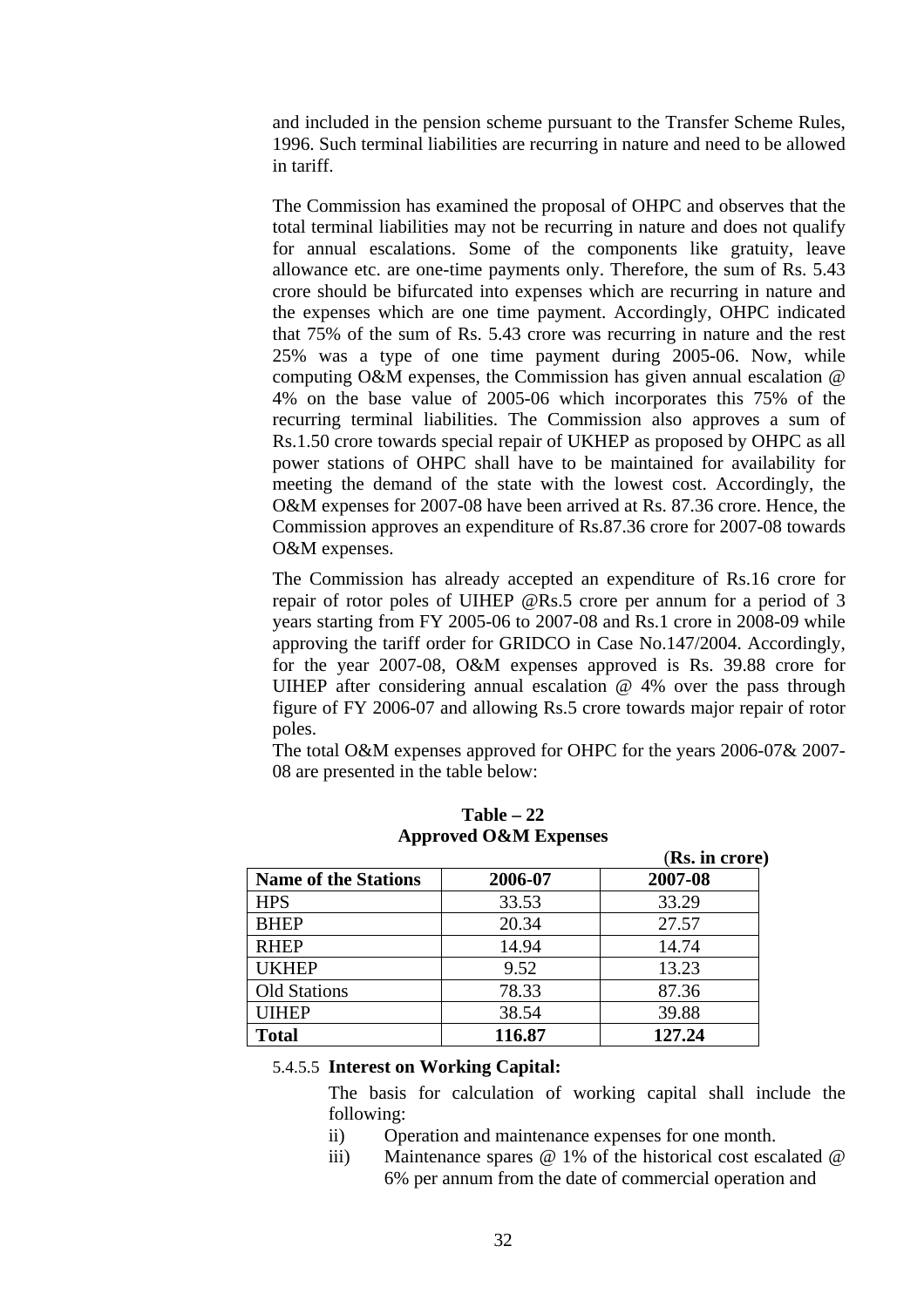and included in the pension scheme pursuant to the Transfer Scheme Rules, 1996. Such terminal liabilities are recurring in nature and need to be allowed in tariff.

The Commission has examined the proposal of OHPC and observes that the total terminal liabilities may not be recurring in nature and does not qualify for annual escalations. Some of the components like gratuity, leave allowance etc. are one-time payments only. Therefore, the sum of Rs. 5.43 crore should be bifurcated into expenses which are recurring in nature and the expenses which are one time payment. Accordingly, OHPC indicated that 75% of the sum of Rs. 5.43 crore was recurring in nature and the rest 25% was a type of one time payment during 2005-06. Now, while computing O&M expenses, the Commission has given annual escalation @ 4% on the base value of 2005-06 which incorporates this 75% of the recurring terminal liabilities. The Commission also approves a sum of Rs.1.50 crore towards special repair of UKHEP as proposed by OHPC as all power stations of OHPC shall have to be maintained for availability for meeting the demand of the state with the lowest cost. Accordingly, the O&M expenses for 2007-08 have been arrived at Rs. 87.36 crore. Hence, the Commission approves an expenditure of Rs.87.36 crore for 2007-08 towards O&M expenses.

The Commission has already accepted an expenditure of Rs.16 crore for repair of rotor poles of UIHEP @Rs.5 crore per annum for a period of 3 years starting from FY 2005-06 to 2007-08 and Rs.1 crore in 2008-09 while approving the tariff order for GRIDCO in Case No.147/2004. Accordingly, for the year 2007-08, O&M expenses approved is Rs. 39.88 crore for UIHEP after considering annual escalation @ 4% over the pass through figure of FY 2006-07 and allowing Rs.5 crore towards major repair of rotor poles.

The total O&M expenses approved for OHPC for the years 2006-07& 2007-08 are presented in the table below:

**Table – 22**
**Approved O&M Expenses**

(**Rs. in crore**)

| Name of the Stations | 2006-07 | 2007-08 |
|---|---|---|
| HPS | 33.53 | 33.29 |
| BHEP | 20.34 | 27.57 |
| RHEP | 14.94 | 14.74 |
| UKHEP | 9.52 | 13.23 |
| Old Stations | 78.33 | 87.36 |
| UIHEP | 38.54 | 39.88 |
| **Total** | **116.87** | **127.24** |

5.4.5.5 **Interest on Working Capital:**

The basis for calculation of working capital shall include the following:

ii) Operation and maintenance expenses for one month.

iii) Maintenance spares @ 1% of the historical cost escalated @ 6% per annum from the date of commercial operation and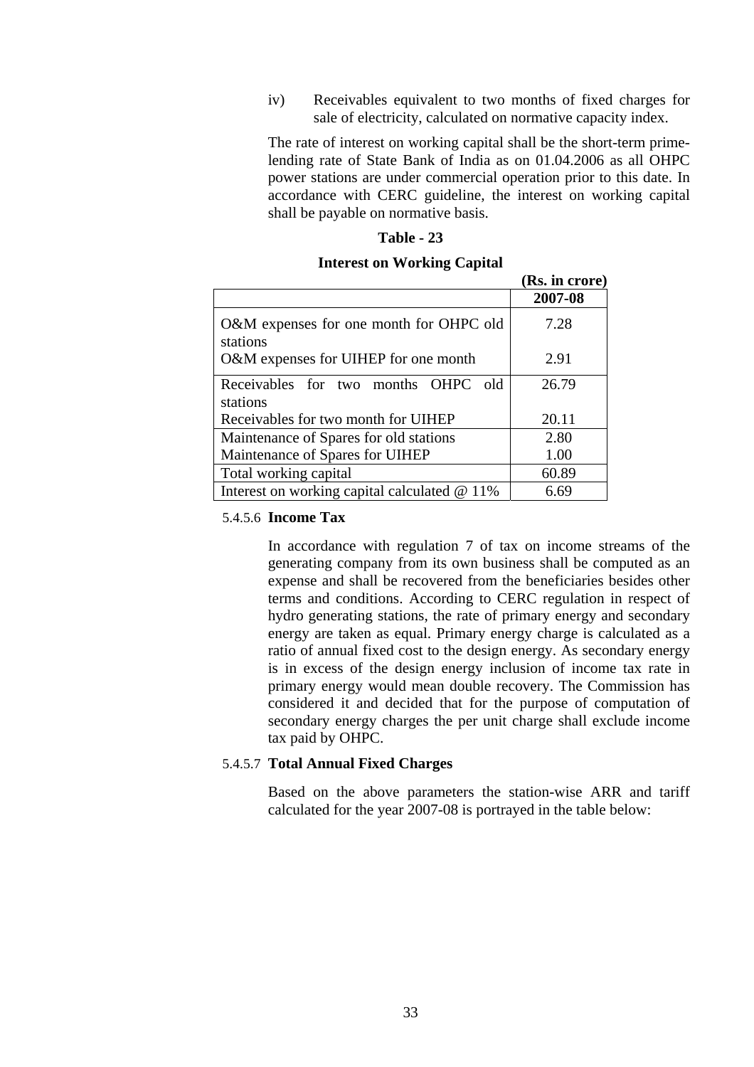iv) Receivables equivalent to two months of fixed charges for sale of electricity, calculated on normative capacity index.

The rate of interest on working capital shall be the short-term prime-lending rate of State Bank of India as on 01.04.2006 as all OHPC power stations are under commercial operation prior to this date. In accordance with CERC guideline, the interest on working capital shall be payable on normative basis.

**Table - 23**

**Interest on Working Capital**

**(Rs. in crore)**

| | **2007-08** |
|---|---|
| O&M expenses for one month for OHPC old stations | 7.28 |
| O&M expenses for UIHEP for one month | 2.91 |
| Receivables for two months OHPC old stations | 26.79 |
| Receivables for two month for UIHEP | 20.11 |
| Maintenance of Spares for old stations | 2.80 |
| Maintenance of Spares for UIHEP | 1.00 |
| Total working capital | 60.89 |
| Interest on working capital calculated @ 11% | 6.69 |

#### 5.4.5.6 Income Tax

In accordance with regulation 7 of tax on income streams of the generating company from its own business shall be computed as an expense and shall be recovered from the beneficiaries besides other terms and conditions. According to CERC regulation in respect of hydro generating stations, the rate of primary energy and secondary energy are taken as equal. Primary energy charge is calculated as a ratio of annual fixed cost to the design energy. As secondary energy is in excess of the design energy inclusion of income tax rate in primary energy would mean double recovery. The Commission has considered it and decided that for the purpose of computation of secondary energy charges the per unit charge shall exclude income tax paid by OHPC.

#### 5.4.5.7 Total Annual Fixed Charges

Based on the above parameters the station-wise ARR and tariff calculated for the year 2007-08 is portrayed in the table below: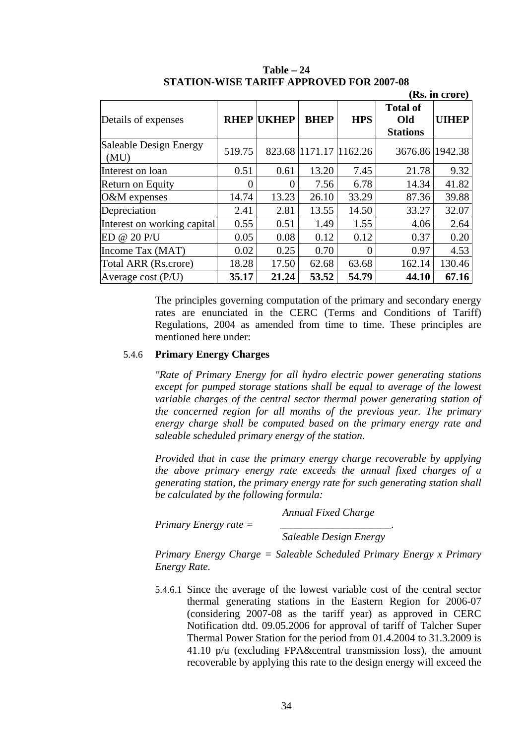**Table – 24**
**STATION-WISE TARIFF APPROVED FOR 2007-08**

**(Rs. in crore)**

| Details of expenses | RHEP | UKHEP | BHEP | HPS | Total of Old Stations | UIHEP |
|---|---|---|---|---|---|---|
| Saleable Design Energy (MU) | 519.75 | 823.68 | 1171.17 | 1162.26 | 3676.86 | 1942.38 |
| Interest on loan | 0.51 | 0.61 | 13.20 | 7.45 | 21.78 | 9.32 |
| Return on Equity | 0 | 0 | 7.56 | 6.78 | 14.34 | 41.82 |
| O&M expenses | 14.74 | 13.23 | 26.10 | 33.29 | 87.36 | 39.88 |
| Depreciation | 2.41 | 2.81 | 13.55 | 14.50 | 33.27 | 32.07 |
| Interest on working capital | 0.55 | 0.51 | 1.49 | 1.55 | 4.06 | 2.64 |
| ED @ 20 P/U | 0.05 | 0.08 | 0.12 | 0.12 | 0.37 | 0.20 |
| Income Tax (MAT) | 0.02 | 0.25 | 0.70 | 0 | 0.97 | 4.53 |
| Total ARR (Rs.crore) | 18.28 | 17.50 | 62.68 | 63.68 | 162.14 | 130.46 |
| Average cost (P/U) | **35.17** | **21.24** | **53.52** | **54.79** | **44.10** | **67.16** |

The principles governing computation of the primary and secondary energy rates are enunciated in the CERC (Terms and Conditions of Tariff) Regulations, 2004 as amended from time to time. These principles are mentioned here under:

### 5.4.6 Primary Energy Charges

*"Rate of Primary Energy for all hydro electric power generating stations except for pumped storage stations shall be equal to average of the lowest variable charges of the central sector thermal power generating station of the concerned region for all months of the previous year. The primary energy charge shall be computed based on the primary energy rate and saleable scheduled primary energy of the station.*

*Provided that in case the primary energy charge recoverable by applying the above primary energy rate exceeds the annual fixed charges of a generating station, the primary energy rate for such generating station shall be calculated by the following formula:*

$$\text{Primary Energy rate} = \frac{\text{Annual Fixed Charge}}{\text{Saleable Design Energy}}$$

*Primary Energy Charge = Saleable Scheduled Primary Energy x Primary Energy Rate.*

5.4.6.1 Since the average of the lowest variable cost of the central sector thermal generating stations in the Eastern Region for 2006-07 (considering 2007-08 as the tariff year) as approved in CERC Notification dtd. 09.05.2006 for approval of tariff of Talcher Super Thermal Power Station for the period from 01.4.2004 to 31.3.2009 is 41.10 p/u (excluding FPA&central transmission loss), the amount recoverable by applying this rate to the design energy will exceed the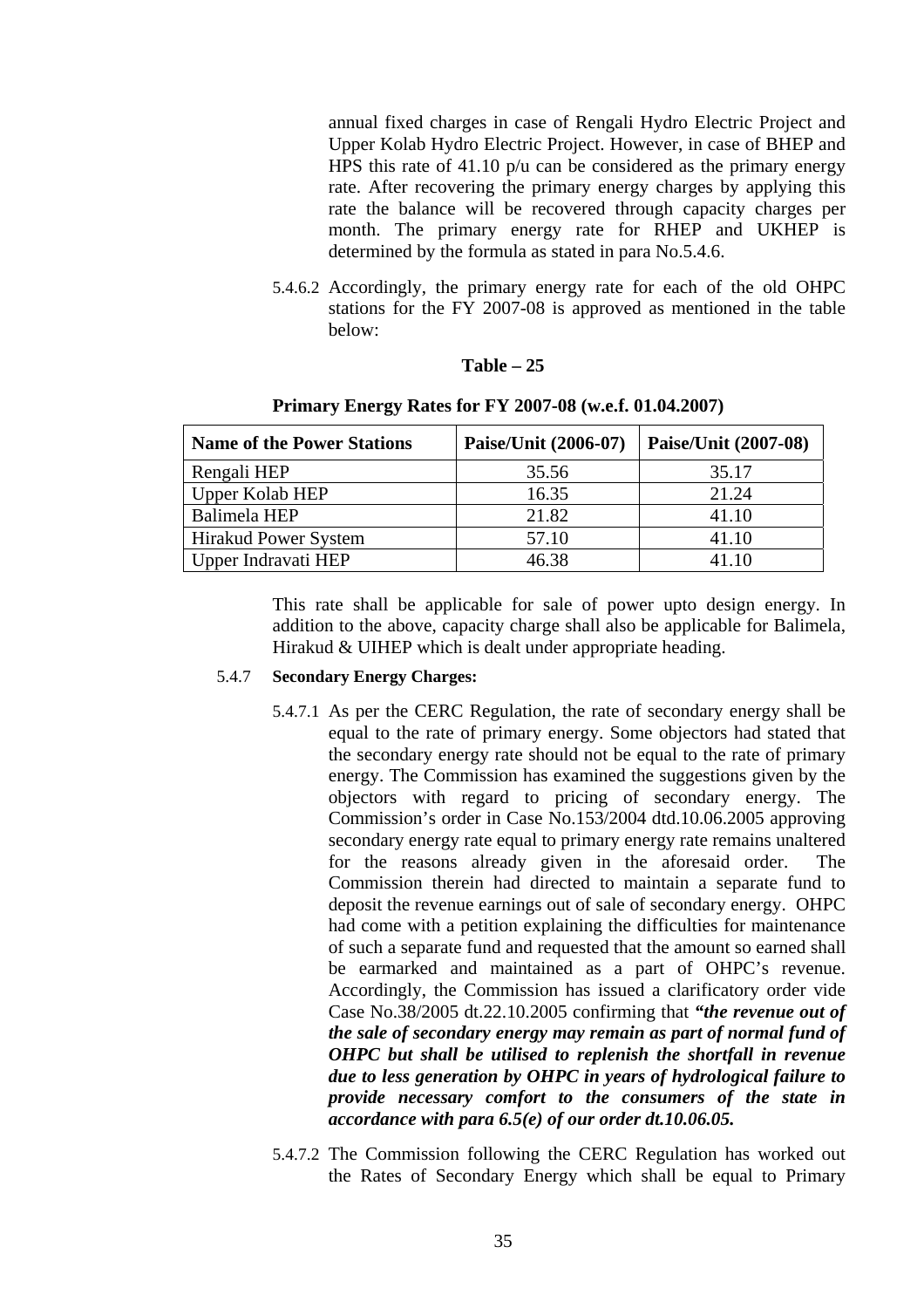annual fixed charges in case of Rengali Hydro Electric Project and Upper Kolab Hydro Electric Project. However, in case of BHEP and HPS this rate of 41.10 p/u can be considered as the primary energy rate. After recovering the primary energy charges by applying this rate the balance will be recovered through capacity charges per month. The primary energy rate for RHEP and UKHEP is determined by the formula as stated in para No.5.4.6.

5.4.6.2 Accordingly, the primary energy rate for each of the old OHPC stations for the FY 2007-08 is approved as mentioned in the table below:

**Table – 25**

**Primary Energy Rates for FY 2007-08 (w.e.f. 01.04.2007)**

| Name of the Power Stations | Paise/Unit (2006-07) | Paise/Unit (2007-08) |
|---|---|---|
| Rengali HEP | 35.56 | 35.17 |
| Upper Kolab HEP | 16.35 | 21.24 |
| Balimela HEP | 21.82 | 41.10 |
| Hirakud Power System | 57.10 | 41.10 |
| Upper Indravati HEP | 46.38 | 41.10 |

This rate shall be applicable for sale of power upto design energy. In addition to the above, capacity charge shall also be applicable for Balimela, Hirakud & UIHEP which is dealt under appropriate heading.

5.4.7 **Secondary Energy Charges:**

5.4.7.1 As per the CERC Regulation, the rate of secondary energy shall be equal to the rate of primary energy. Some objectors had stated that the secondary energy rate should not be equal to the rate of primary energy. The Commission has examined the suggestions given by the objectors with regard to pricing of secondary energy. The Commission's order in Case No.153/2004 dtd.10.06.2005 approving secondary energy rate equal to primary energy rate remains unaltered for the reasons already given in the aforesaid order. The Commission therein had directed to maintain a separate fund to deposit the revenue earnings out of sale of secondary energy. OHPC had come with a petition explaining the difficulties for maintenance of such a separate fund and requested that the amount so earned shall be earmarked and maintained as a part of OHPC's revenue. Accordingly, the Commission has issued a clarificatory order vide Case No.38/2005 dt.22.10.2005 confirming that ***"the revenue out of the sale of secondary energy may remain as part of normal fund of OHPC but shall be utilised to replenish the shortfall in revenue due to less generation by OHPC in years of hydrological failure to provide necessary comfort to the consumers of the state in accordance with para 6.5(e) of our order dt.10.06.05.***

5.4.7.2 The Commission following the CERC Regulation has worked out the Rates of Secondary Energy which shall be equal to Primary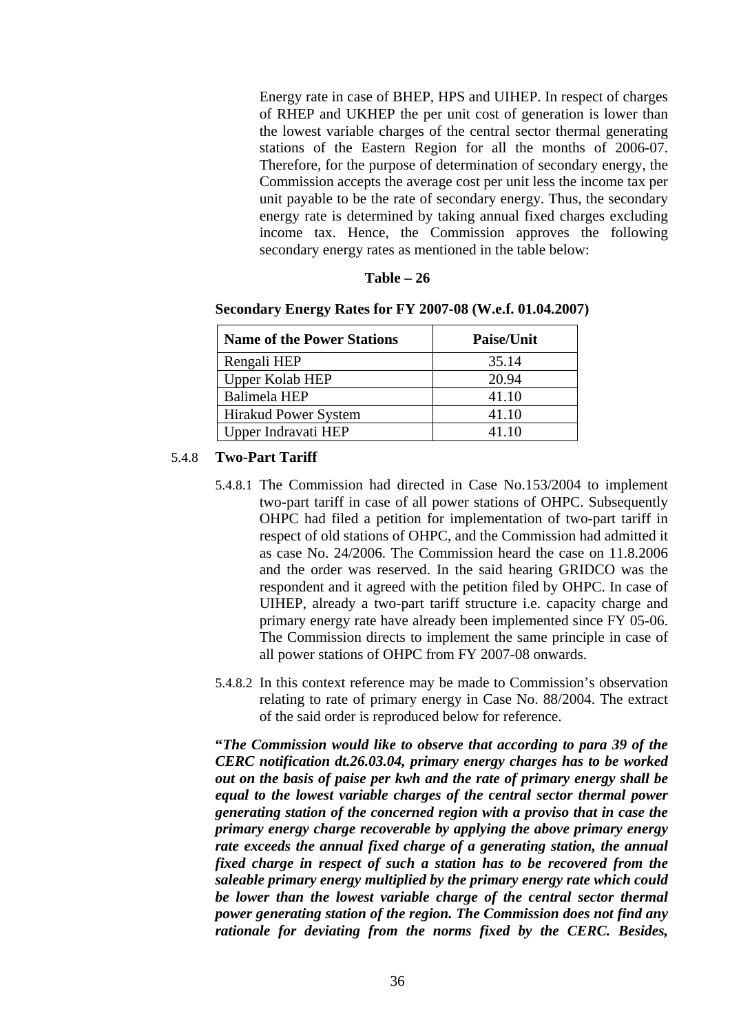Energy rate in case of BHEP, HPS and UIHEP. In respect of charges of RHEP and UKHEP the per unit cost of generation is lower than the lowest variable charges of the central sector thermal generating stations of the Eastern Region for all the months of 2006-07. Therefore, for the purpose of determination of secondary energy, the Commission accepts the average cost per unit less the income tax per unit payable to be the rate of secondary energy. Thus, the secondary energy rate is determined by taking annual fixed charges excluding income tax. Hence, the Commission approves the following secondary energy rates as mentioned in the table below:

**Table – 26**

**Secondary Energy Rates for FY 2007-08 (W.e.f. 01.04.2007)**

| Name of the Power Stations | Paise/Unit |
|---|---|
| Rengali HEP | 35.14 |
| Upper Kolab HEP | 20.94 |
| Balimela HEP | 41.10 |
| Hirakud Power System | 41.10 |
| Upper Indravati HEP | 41.10 |

5.4.8 **Two-Part Tariff**

5.4.8.1 The Commission had directed in Case No.153/2004 to implement two-part tariff in case of all power stations of OHPC. Subsequently OHPC had filed a petition for implementation of two-part tariff in respect of old stations of OHPC, and the Commission had admitted it as case No. 24/2006. The Commission heard the case on 11.8.2006 and the order was reserved. In the said hearing GRIDCO was the respondent and it agreed with the petition filed by OHPC. In case of UIHEP, already a two-part tariff structure i.e. capacity charge and primary energy rate have already been implemented since FY 05-06. The Commission directs to implement the same principle in case of all power stations of OHPC from FY 2007-08 onwards.

5.4.8.2 In this context reference may be made to Commission's observation relating to rate of primary energy in Case No. 88/2004. The extract of the said order is reproduced below for reference.

***"The Commission would like to observe that according to para 39 of the CERC notification dt.26.03.04, primary energy charges has to be worked out on the basis of paise per kwh and the rate of primary energy shall be equal to the lowest variable charges of the central sector thermal power generating station of the concerned region with a proviso that in case the primary energy charge recoverable by applying the above primary energy rate exceeds the annual fixed charge of a generating station, the annual fixed charge in respect of such a station has to be recovered from the saleable primary energy multiplied by the primary energy rate which could be lower than the lowest variable charge of the central sector thermal power generating station of the region. The Commission does not find any rationale for deviating from the norms fixed by the CERC. Besides,***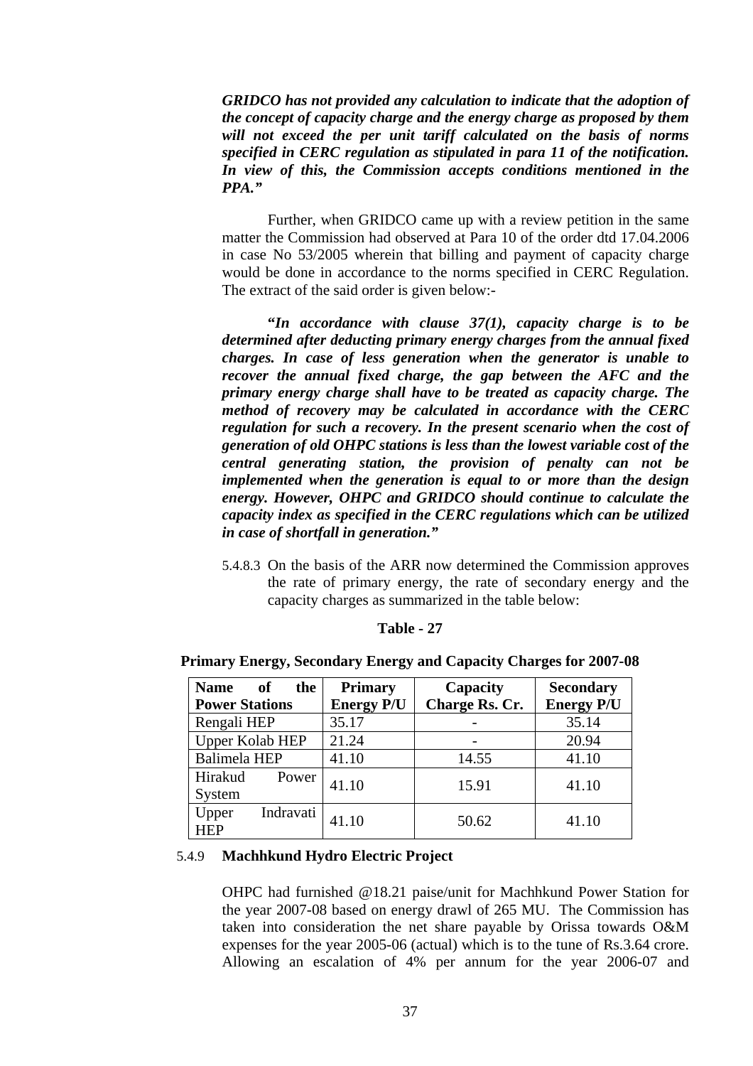***GRIDCO has not provided any calculation to indicate that the adoption of the concept of capacity charge and the energy charge as proposed by them will not exceed the per unit tariff calculated on the basis of norms specified in CERC regulation as stipulated in para 11 of the notification. In view of this, the Commission accepts conditions mentioned in the PPA."***

Further, when GRIDCO came up with a review petition in the same matter the Commission had observed at Para 10 of the order dtd 17.04.2006 in case No 53/2005 wherein that billing and payment of capacity charge would be done in accordance to the norms specified in CERC Regulation. The extract of the said order is given below:-

***"In accordance with clause 37(1), capacity charge is to be determined after deducting primary energy charges from the annual fixed charges. In case of less generation when the generator is unable to recover the annual fixed charge, the gap between the AFC and the primary energy charge shall have to be treated as capacity charge. The method of recovery may be calculated in accordance with the CERC regulation for such a recovery. In the present scenario when the cost of generation of old OHPC stations is less than the lowest variable cost of the central generating station, the provision of penalty can not be implemented when the generation is equal to or more than the design energy. However, OHPC and GRIDCO should continue to calculate the capacity index as specified in the CERC regulations which can be utilized in case of shortfall in generation."***

5.4.8.3 On the basis of the ARR now determined the Commission approves the rate of primary energy, the rate of secondary energy and the capacity charges as summarized in the table below:

**Table - 27**

**Primary Energy, Secondary Energy and Capacity Charges for 2007-08**

| Name of the Power Stations | Primary Energy P/U | Capacity Charge Rs. Cr. | Secondary Energy P/U |
|---|---|---|---|
| Rengali HEP | 35.17 | - | 35.14 |
| Upper Kolab HEP | 21.24 | - | 20.94 |
| Balimela HEP | 41.10 | 14.55 | 41.10 |
| Hirakud Power System | 41.10 | 15.91 | 41.10 |
| Upper Indravati HEP | 41.10 | 50.62 | 41.10 |

### 5.4.9 Machhkund Hydro Electric Project

OHPC had furnished @18.21 paise/unit for Machhkund Power Station for the year 2007-08 based on energy drawl of 265 MU. The Commission has taken into consideration the net share payable by Orissa towards O&M expenses for the year 2005-06 (actual) which is to the tune of Rs.3.64 crore. Allowing an escalation of 4% per annum for the year 2006-07 and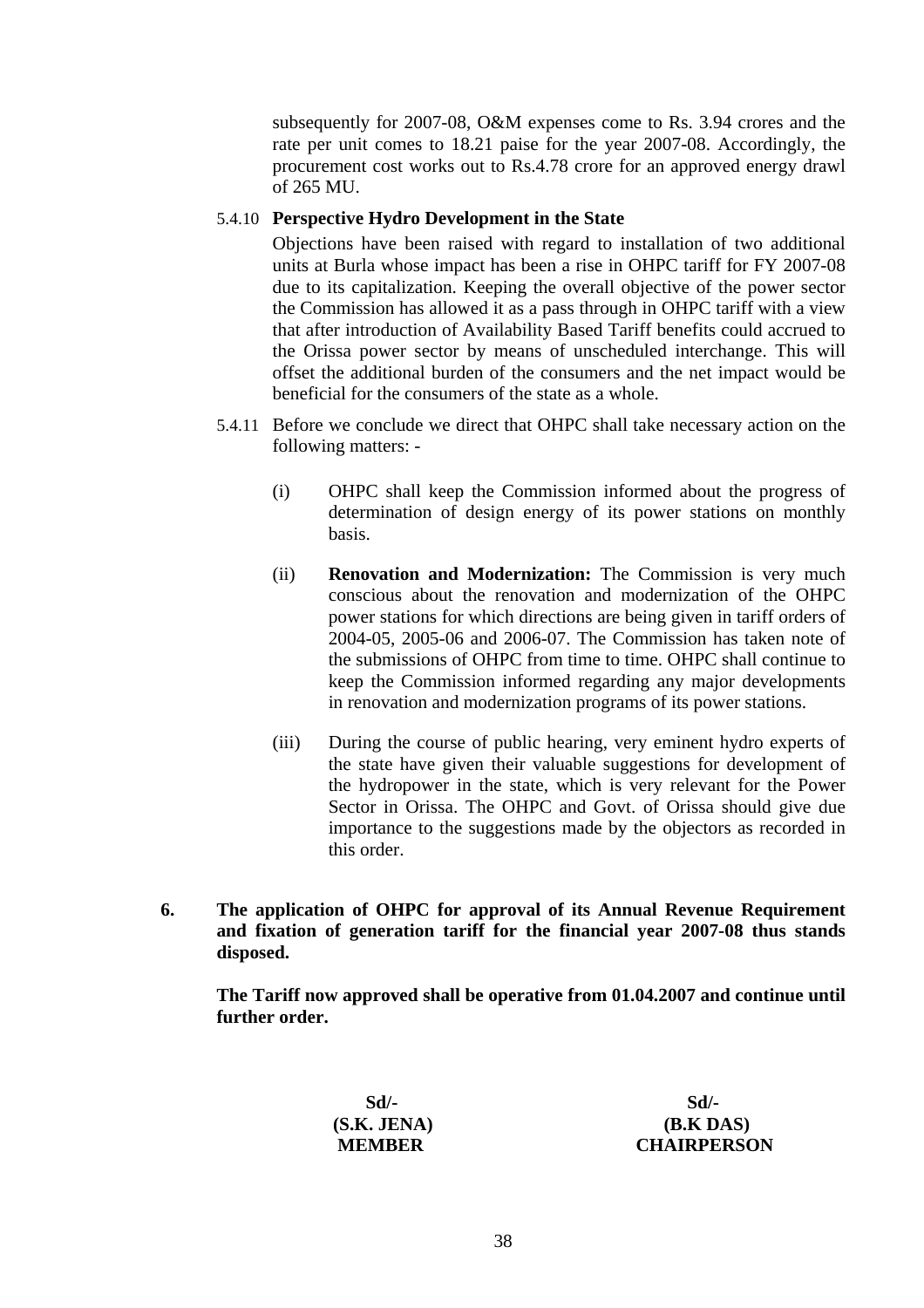subsequently for 2007-08, O&M expenses come to Rs. 3.94 crores and the rate per unit comes to 18.21 paise for the year 2007-08. Accordingly, the procurement cost works out to Rs.4.78 crore for an approved energy drawl of 265 MU.

5.4.10 **Perspective Hydro Development in the State**

Objections have been raised with regard to installation of two additional units at Burla whose impact has been a rise in OHPC tariff for FY 2007-08 due to its capitalization. Keeping the overall objective of the power sector the Commission has allowed it as a pass through in OHPC tariff with a view that after introduction of Availability Based Tariff benefits could accrued to the Orissa power sector by means of unscheduled interchange. This will offset the additional burden of the consumers and the net impact would be beneficial for the consumers of the state as a whole.

5.4.11 Before we conclude we direct that OHPC shall take necessary action on the following matters: -

(i) OHPC shall keep the Commission informed about the progress of determination of design energy of its power stations on monthly basis.

(ii) **Renovation and Modernization:** The Commission is very much conscious about the renovation and modernization of the OHPC power stations for which directions are being given in tariff orders of 2004-05, 2005-06 and 2006-07. The Commission has taken note of the submissions of OHPC from time to time. OHPC shall continue to keep the Commission informed regarding any major developments in renovation and modernization programs of its power stations.

(iii) During the course of public hearing, very eminent hydro experts of the state have given their valuable suggestions for development of the hydropower in the state, which is very relevant for the Power Sector in Orissa. The OHPC and Govt. of Orissa should give due importance to the suggestions made by the objectors as recorded in this order.

**6. The application of OHPC for approval of its Annual Revenue Requirement and fixation of generation tariff for the financial year 2007-08 thus stands disposed.**

**The Tariff now approved shall be operative from 01.04.2007 and continue until further order.**

**Sd/-**
**(S.K. JENA)**
**MEMBER**

**Sd/-**
**(B.K DAS)**
**CHAIRPERSON**